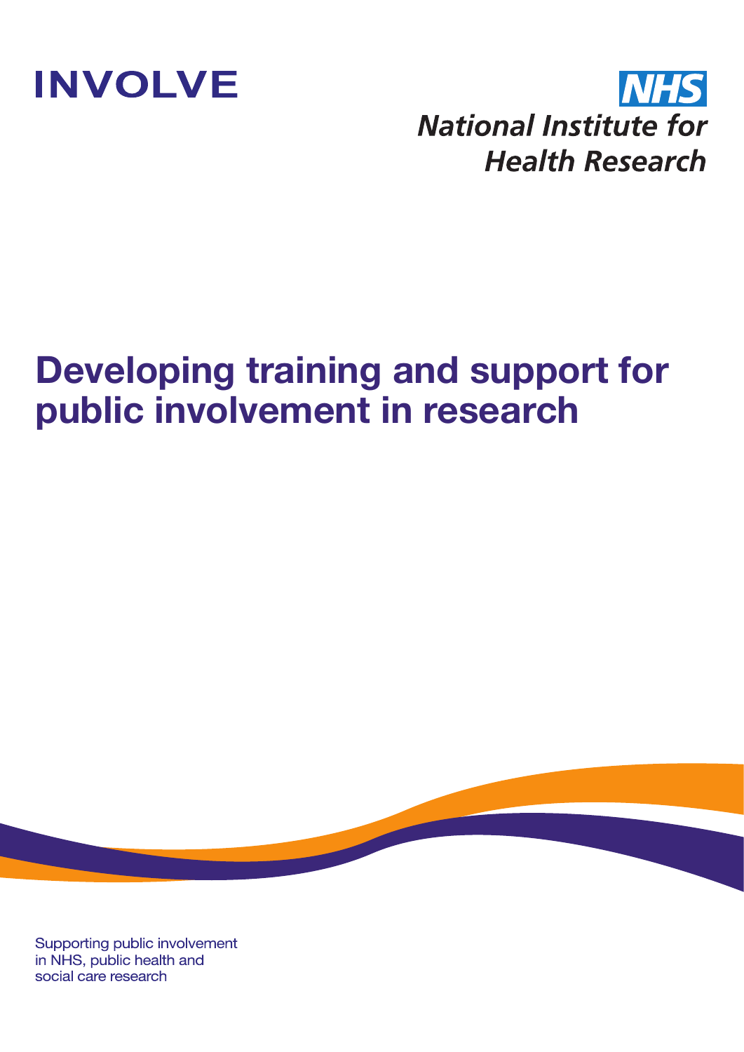INVOLVE

NHS
National Institute for Health Research

# Developing training and support for public involvement in research

Supporting public involvement in NHS, public health and social care research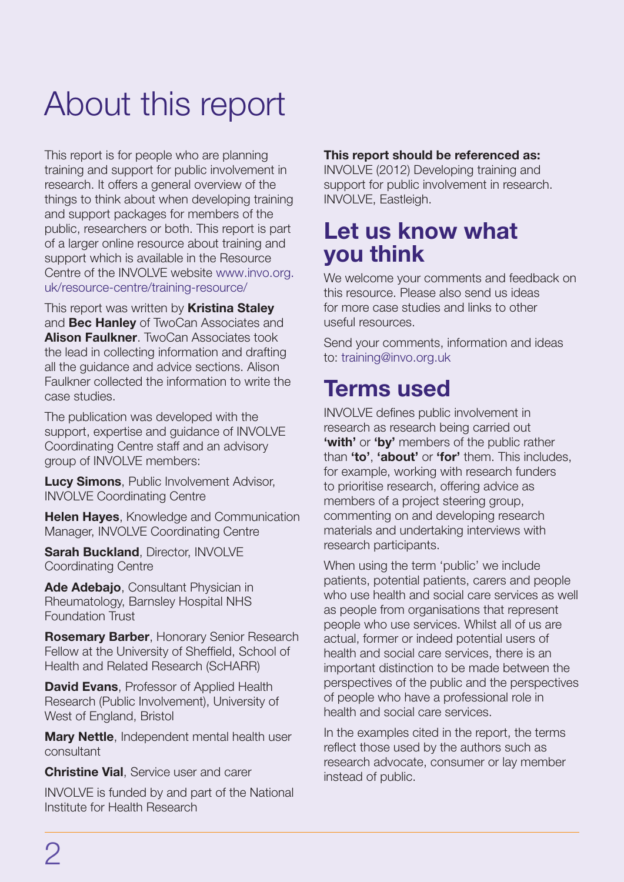# About this report

This report is for people who are planning training and support for public involvement in research. It offers a general overview of the things to think about when developing training and support packages for members of the public, researchers or both. This report is part of a larger online resource about training and support which is available in the Resource Centre of the INVOLVE website www.invo.org.uk/resource-centre/training-resource/

This report was written by **Kristina Staley** and **Bec Hanley** of TwoCan Associates and **Alison Faulkner**. TwoCan Associates took the lead in collecting information and drafting all the guidance and advice sections. Alison Faulkner collected the information to write the case studies.

The publication was developed with the support, expertise and guidance of INVOLVE Coordinating Centre staff and an advisory group of INVOLVE members:

**Lucy Simons**, Public Involvement Advisor, INVOLVE Coordinating Centre

**Helen Hayes**, Knowledge and Communication Manager, INVOLVE Coordinating Centre

**Sarah Buckland**, Director, INVOLVE Coordinating Centre

**Ade Adebajo**, Consultant Physician in Rheumatology, Barnsley Hospital NHS Foundation Trust

**Rosemary Barber**, Honorary Senior Research Fellow at the University of Sheffield, School of Health and Related Research (ScHARR)

**David Evans**, Professor of Applied Health Research (Public Involvement), University of West of England, Bristol

**Mary Nettle**, Independent mental health user consultant

**Christine Vial**, Service user and carer

INVOLVE is funded by and part of the National Institute for Health Research

**This report should be referenced as:**
INVOLVE (2012) Developing training and support for public involvement in research. INVOLVE, Eastleigh.

## Let us know what you think

We welcome your comments and feedback on this resource. Please also send us ideas for more case studies and links to other useful resources.

Send your comments, information and ideas to: training@invo.org.uk

## Terms used

INVOLVE defines public involvement in research as research being carried out **'with'** or **'by'** members of the public rather than **'to'**, **'about'** or **'for'** them. This includes, for example, working with research funders to prioritise research, offering advice as members of a project steering group, commenting on and developing research materials and undertaking interviews with research participants.

When using the term 'public' we include patients, potential patients, carers and people who use health and social care services as well as people from organisations that represent people who use services. Whilst all of us are actual, former or indeed potential users of health and social care services, there is an important distinction to be made between the perspectives of the public and the perspectives of people who have a professional role in health and social care services.

In the examples cited in the report, the terms reflect those used by the authors such as research advocate, consumer or lay member instead of public.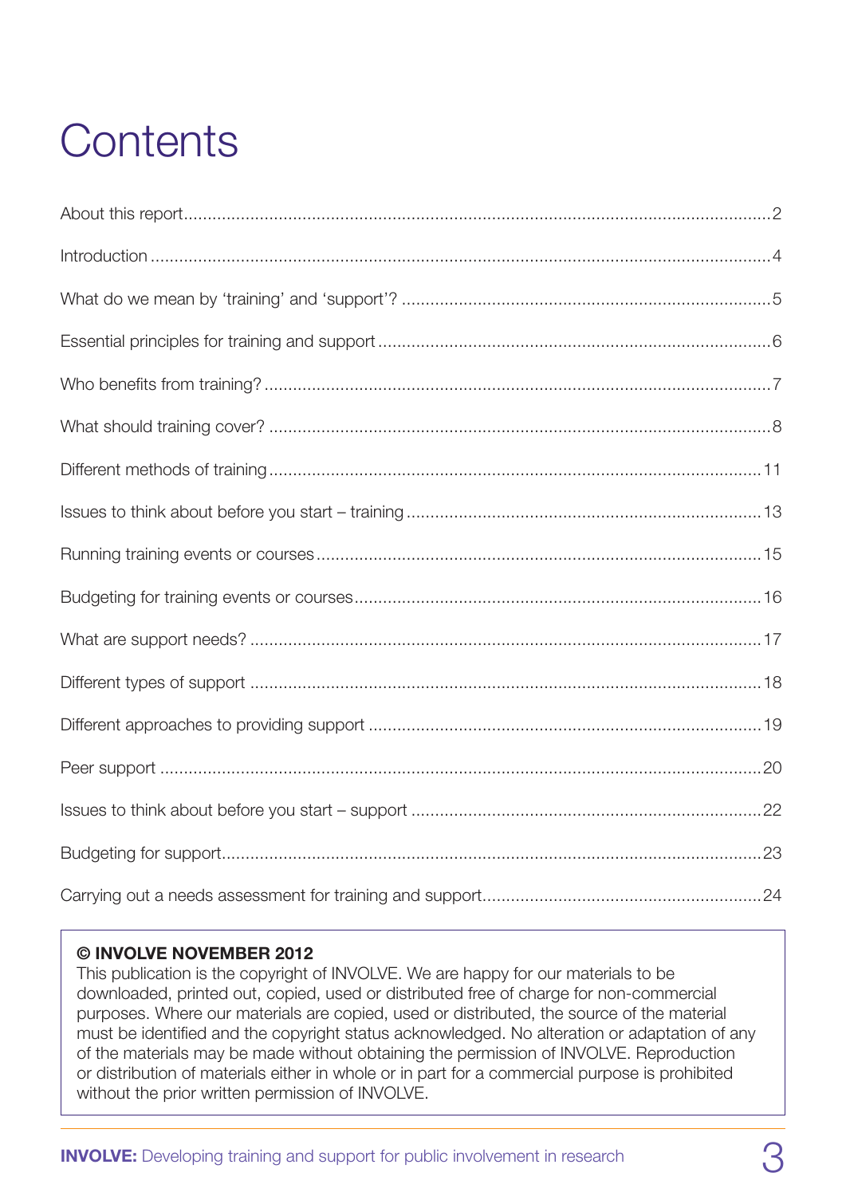# Contents

About this report....2

Introduction....4

What do we mean by 'training' and 'support'?....5

Essential principles for training and support....6

Who benefits from training?....7

What should training cover?....8

Different methods of training....11

Issues to think about before you start – training....13

Running training events or courses....15

Budgeting for training events or courses....16

What are support needs?....17

Different types of support....18

Different approaches to providing support....19

Peer support....20

Issues to think about before you start – support....22

Budgeting for support....23

Carrying out a needs assessment for training and support....24

**© INVOLVE NOVEMBER 2012**
This publication is the copyright of INVOLVE. We are happy for our materials to be downloaded, printed out, copied, used or distributed free of charge for non-commercial purposes. Where our materials are copied, used or distributed, the source of the material must be identified and the copyright status acknowledged. No alteration or adaptation of any of the materials may be made without obtaining the permission of INVOLVE. Reproduction or distribution of materials either in whole or in part for a commercial purpose is prohibited without the prior written permission of INVOLVE.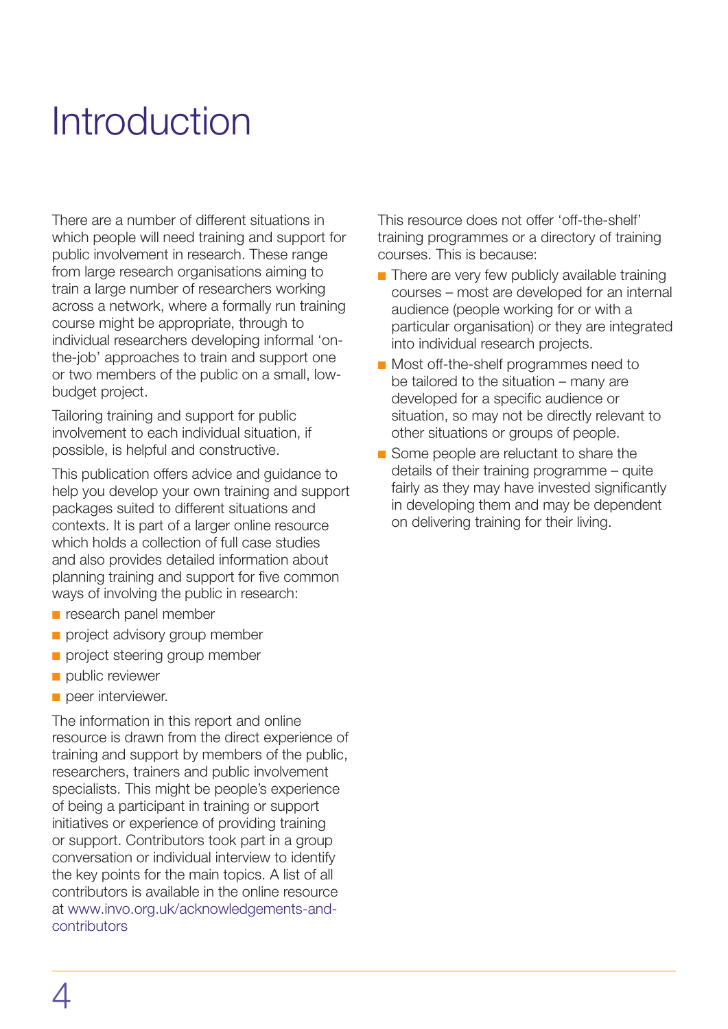# Introduction

There are a number of different situations in which people will need training and support for public involvement in research. These range from large research organisations aiming to train a large number of researchers working across a network, where a formally run training course might be appropriate, through to individual researchers developing informal 'on-the-job' approaches to train and support one or two members of the public on a small, low-budget project.

Tailoring training and support for public involvement to each individual situation, if possible, is helpful and constructive.

This publication offers advice and guidance to help you develop your own training and support packages suited to different situations and contexts. It is part of a larger online resource which holds a collection of full case studies and also provides detailed information about planning training and support for five common ways of involving the public in research:

- research panel member
- project advisory group member
- project steering group member
- public reviewer
- peer interviewer.

The information in this report and online resource is drawn from the direct experience of training and support by members of the public, researchers, trainers and public involvement specialists. This might be people's experience of being a participant in training or support initiatives or experience of providing training or support. Contributors took part in a group conversation or individual interview to identify the key points for the main topics. A list of all contributors is available in the online resource at www.invo.org.uk/acknowledgements-and-contributors

This resource does not offer 'off-the-shelf' training programmes or a directory of training courses. This is because:

- There are very few publicly available training courses – most are developed for an internal audience (people working for or with a particular organisation) or they are integrated into individual research projects.
- Most off-the-shelf programmes need to be tailored to the situation – many are developed for a specific audience or situation, so may not be directly relevant to other situations or groups of people.
- Some people are reluctant to share the details of their training programme – quite fairly as they may have invested significantly in developing them and may be dependent on delivering training for their living.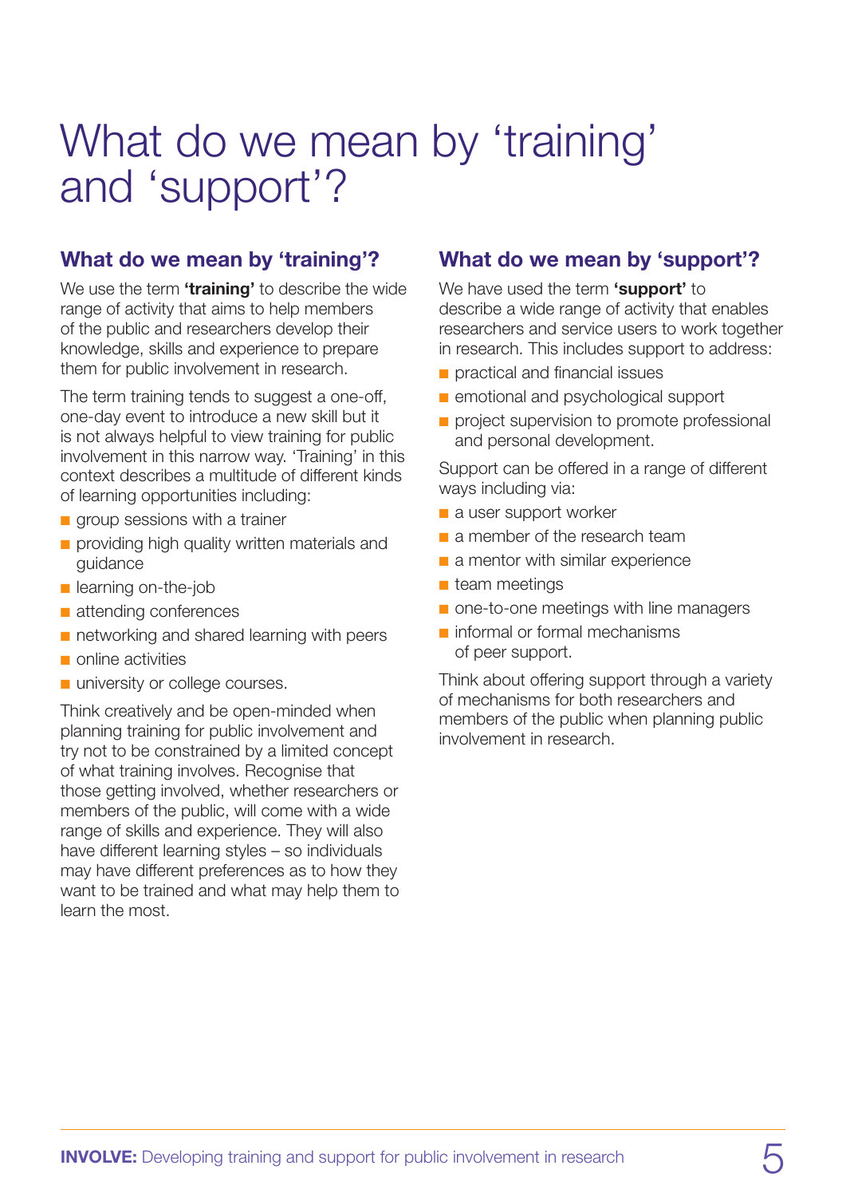# What do we mean by 'training' and 'support'?

## What do we mean by 'training'?

We use the term **'training'** to describe the wide range of activity that aims to help members of the public and researchers develop their knowledge, skills and experience to prepare them for public involvement in research.

The term training tends to suggest a one-off, one-day event to introduce a new skill but it is not always helpful to view training for public involvement in this narrow way. 'Training' in this context describes a multitude of different kinds of learning opportunities including:

- group sessions with a trainer
- providing high quality written materials and guidance
- learning on-the-job
- attending conferences
- networking and shared learning with peers
- online activities
- university or college courses.

Think creatively and be open-minded when planning training for public involvement and try not to be constrained by a limited concept of what training involves. Recognise that those getting involved, whether researchers or members of the public, will come with a wide range of skills and experience. They will also have different learning styles – so individuals may have different preferences as to how they want to be trained and what may help them to learn the most.

## What do we mean by 'support'?

We have used the term **'support'** to describe a wide range of activity that enables researchers and service users to work together in research. This includes support to address:

- practical and financial issues
- emotional and psychological support
- project supervision to promote professional and personal development.

Support can be offered in a range of different ways including via:

- a user support worker
- a member of the research team
- a mentor with similar experience
- team meetings
- one-to-one meetings with line managers
- informal or formal mechanisms of peer support.

Think about offering support through a variety of mechanisms for both researchers and members of the public when planning public involvement in research.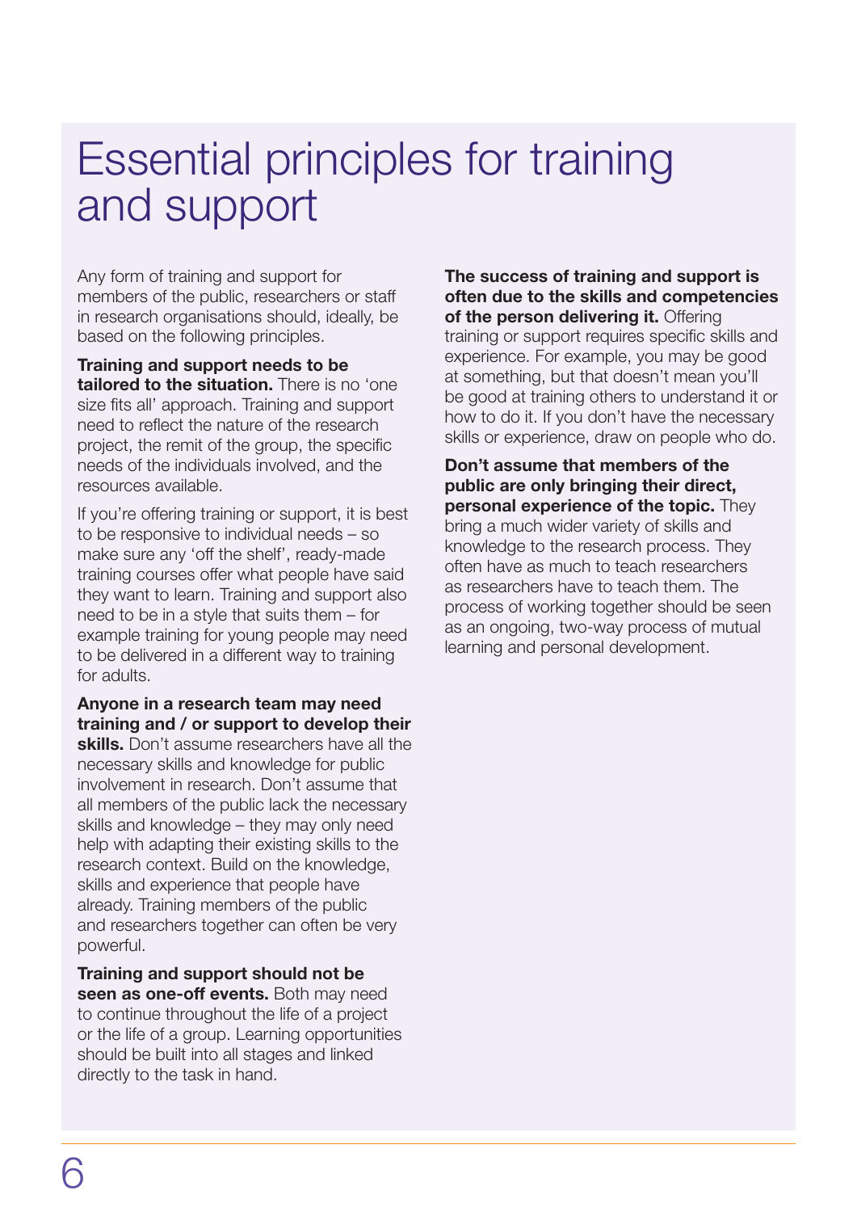# Essential principles for training and support

Any form of training and support for members of the public, researchers or staff in research organisations should, ideally, be based on the following principles.

**Training and support needs to be tailored to the situation.** There is no 'one size fits all' approach. Training and support need to reflect the nature of the research project, the remit of the group, the specific needs of the individuals involved, and the resources available.

If you're offering training or support, it is best to be responsive to individual needs – so make sure any 'off the shelf', ready-made training courses offer what people have said they want to learn. Training and support also need to be in a style that suits them – for example training for young people may need to be delivered in a different way to training for adults.

**Anyone in a research team may need training and / or support to develop their skills.** Don't assume researchers have all the necessary skills and knowledge for public involvement in research. Don't assume that all members of the public lack the necessary skills and knowledge – they may only need help with adapting their existing skills to the research context. Build on the knowledge, skills and experience that people have already. Training members of the public and researchers together can often be very powerful.

**Training and support should not be seen as one-off events.** Both may need to continue throughout the life of a project or the life of a group. Learning opportunities should be built into all stages and linked directly to the task in hand.

**The success of training and support is often due to the skills and competencies of the person delivering it.** Offering training or support requires specific skills and experience. For example, you may be good at something, but that doesn't mean you'll be good at training others to understand it or how to do it. If you don't have the necessary skills or experience, draw on people who do.

**Don't assume that members of the public are only bringing their direct, personal experience of the topic.** They bring a much wider variety of skills and knowledge to the research process. They often have as much to teach researchers as researchers have to teach them. The process of working together should be seen as an ongoing, two-way process of mutual learning and personal development.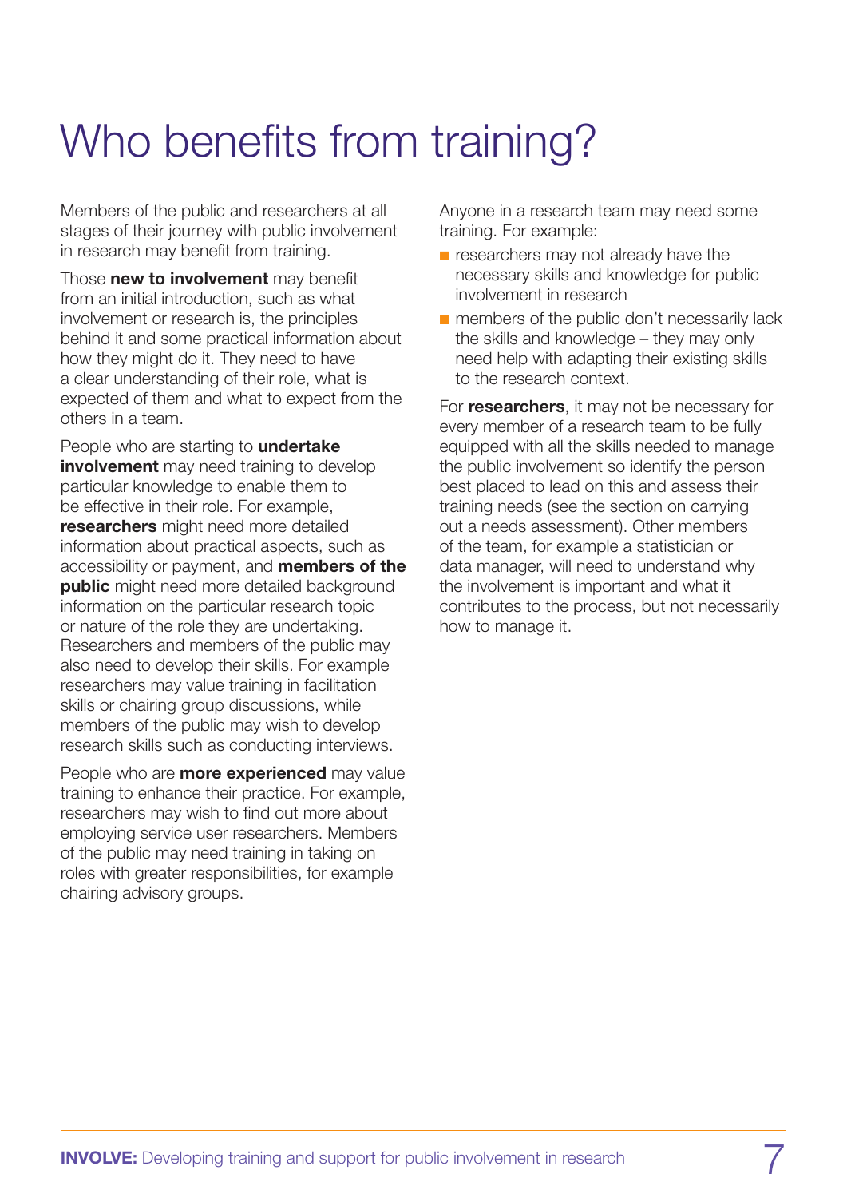# Who benefits from training?

Members of the public and researchers at all stages of their journey with public involvement in research may benefit from training.

Those **new to involvement** may benefit from an initial introduction, such as what involvement or research is, the principles behind it and some practical information about how they might do it. They need to have a clear understanding of their role, what is expected of them and what to expect from the others in a team.

People who are starting to **undertake involvement** may need training to develop particular knowledge to enable them to be effective in their role. For example, **researchers** might need more detailed information about practical aspects, such as accessibility or payment, and **members of the public** might need more detailed background information on the particular research topic or nature of the role they are undertaking. Researchers and members of the public may also need to develop their skills. For example researchers may value training in facilitation skills or chairing group discussions, while members of the public may wish to develop research skills such as conducting interviews.

People who are **more experienced** may value training to enhance their practice. For example, researchers may wish to find out more about employing service user researchers. Members of the public may need training in taking on roles with greater responsibilities, for example chairing advisory groups.

Anyone in a research team may need some training. For example:

- researchers may not already have the necessary skills and knowledge for public involvement in research
- members of the public don't necessarily lack the skills and knowledge – they may only need help with adapting their existing skills to the research context.

For **researchers**, it may not be necessary for every member of a research team to be fully equipped with all the skills needed to manage the public involvement so identify the person best placed to lead on this and assess their training needs (see the section on carrying out a needs assessment). Other members of the team, for example a statistician or data manager, will need to understand why the involvement is important and what it contributes to the process, but not necessarily how to manage it.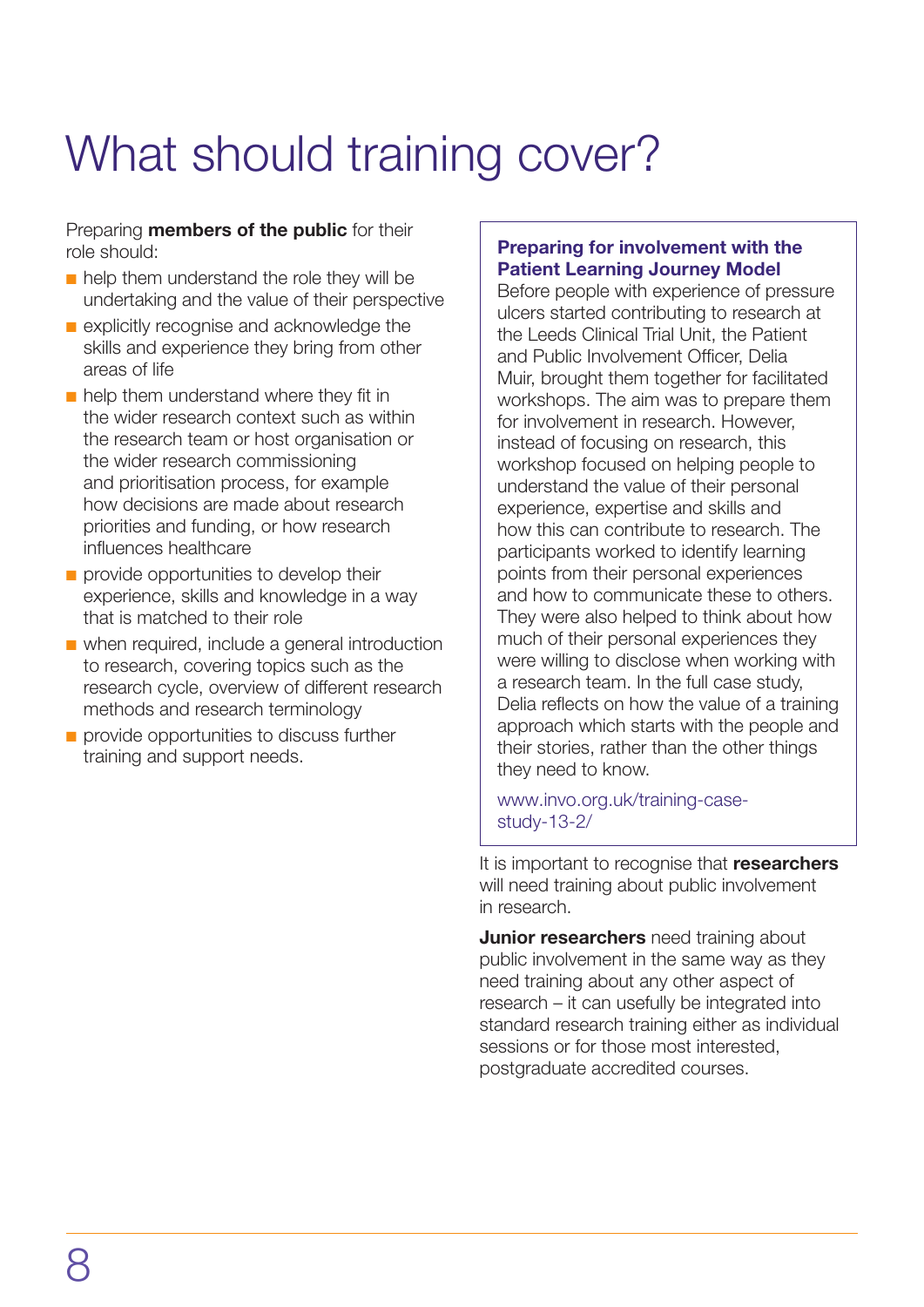# What should training cover?

Preparing **members of the public** for their role should:

- help them understand the role they will be undertaking and the value of their perspective
- explicitly recognise and acknowledge the skills and experience they bring from other areas of life
- help them understand where they fit in the wider research context such as within the research team or host organisation or the wider research commissioning and prioritisation process, for example how decisions are made about research priorities and funding, or how research influences healthcare
- provide opportunities to develop their experience, skills and knowledge in a way that is matched to their role
- when required, include a general introduction to research, covering topics such as the research cycle, overview of different research methods and research terminology
- provide opportunities to discuss further training and support needs.

**Preparing for involvement with the Patient Learning Journey Model**

Before people with experience of pressure ulcers started contributing to research at the Leeds Clinical Trial Unit, the Patient and Public Involvement Officer, Delia Muir, brought them together for facilitated workshops. The aim was to prepare them for involvement in research. However, instead of focusing on research, this workshop focused on helping people to understand the value of their personal experience, expertise and skills and how this can contribute to research. The participants worked to identify learning points from their personal experiences and how to communicate these to others. They were also helped to think about how much of their personal experiences they were willing to disclose when working with a research team. In the full case study, Delia reflects on how the value of a training approach which starts with the people and their stories, rather than the other things they need to know.

www.invo.org.uk/training-case-study-13-2/

It is important to recognise that **researchers** will need training about public involvement in research.

**Junior researchers** need training about public involvement in the same way as they need training about any other aspect of research – it can usefully be integrated into standard research training either as individual sessions or for those most interested, postgraduate accredited courses.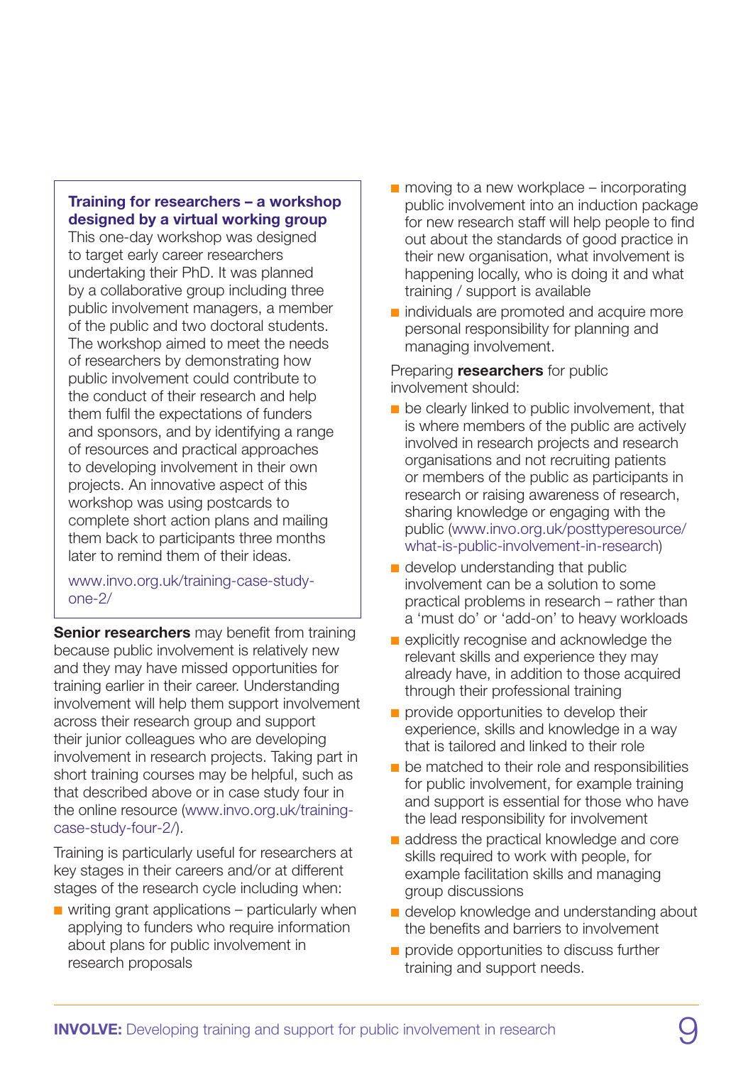**Training for researchers – a workshop designed by a virtual working group**

This one-day workshop was designed to target early career researchers undertaking their PhD. It was planned by a collaborative group including three public involvement managers, a member of the public and two doctoral students. The workshop aimed to meet the needs of researchers by demonstrating how public involvement could contribute to the conduct of their research and help them fulfil the expectations of funders and sponsors, and by identifying a range of resources and practical approaches to developing involvement in their own projects. An innovative aspect of this workshop was using postcards to complete short action plans and mailing them back to participants three months later to remind them of their ideas.

www.invo.org.uk/training-case-study-one-2/

**Senior researchers** may benefit from training because public involvement is relatively new and they may have missed opportunities for training earlier in their career. Understanding involvement will help them support involvement across their research group and support their junior colleagues who are developing involvement in research projects. Taking part in short training courses may be helpful, such as that described above or in case study four in the online resource (www.invo.org.uk/training-case-study-four-2/).

Training is particularly useful for researchers at key stages in their careers and/or at different stages of the research cycle including when:

- writing grant applications – particularly when applying to funders who require information about plans for public involvement in research proposals
- moving to a new workplace – incorporating public involvement into an induction package for new research staff will help people to find out about the standards of good practice in their new organisation, what involvement is happening locally, who is doing it and what training / support is available
- individuals are promoted and acquire more personal responsibility for planning and managing involvement.

Preparing **researchers** for public involvement should:

- be clearly linked to public involvement, that is where members of the public are actively involved in research projects and research organisations and not recruiting patients or members of the public as participants in research or raising awareness of research, sharing knowledge or engaging with the public (www.invo.org.uk/posttyperesource/what-is-public-involvement-in-research)
- develop understanding that public involvement can be a solution to some practical problems in research – rather than a 'must do' or 'add-on' to heavy workloads
- explicitly recognise and acknowledge the relevant skills and experience they may already have, in addition to those acquired through their professional training
- provide opportunities to develop their experience, skills and knowledge in a way that is tailored and linked to their role
- be matched to their role and responsibilities for public involvement, for example training and support is essential for those who have the lead responsibility for involvement
- address the practical knowledge and core skills required to work with people, for example facilitation skills and managing group discussions
- develop knowledge and understanding about the benefits and barriers to involvement
- provide opportunities to discuss further training and support needs.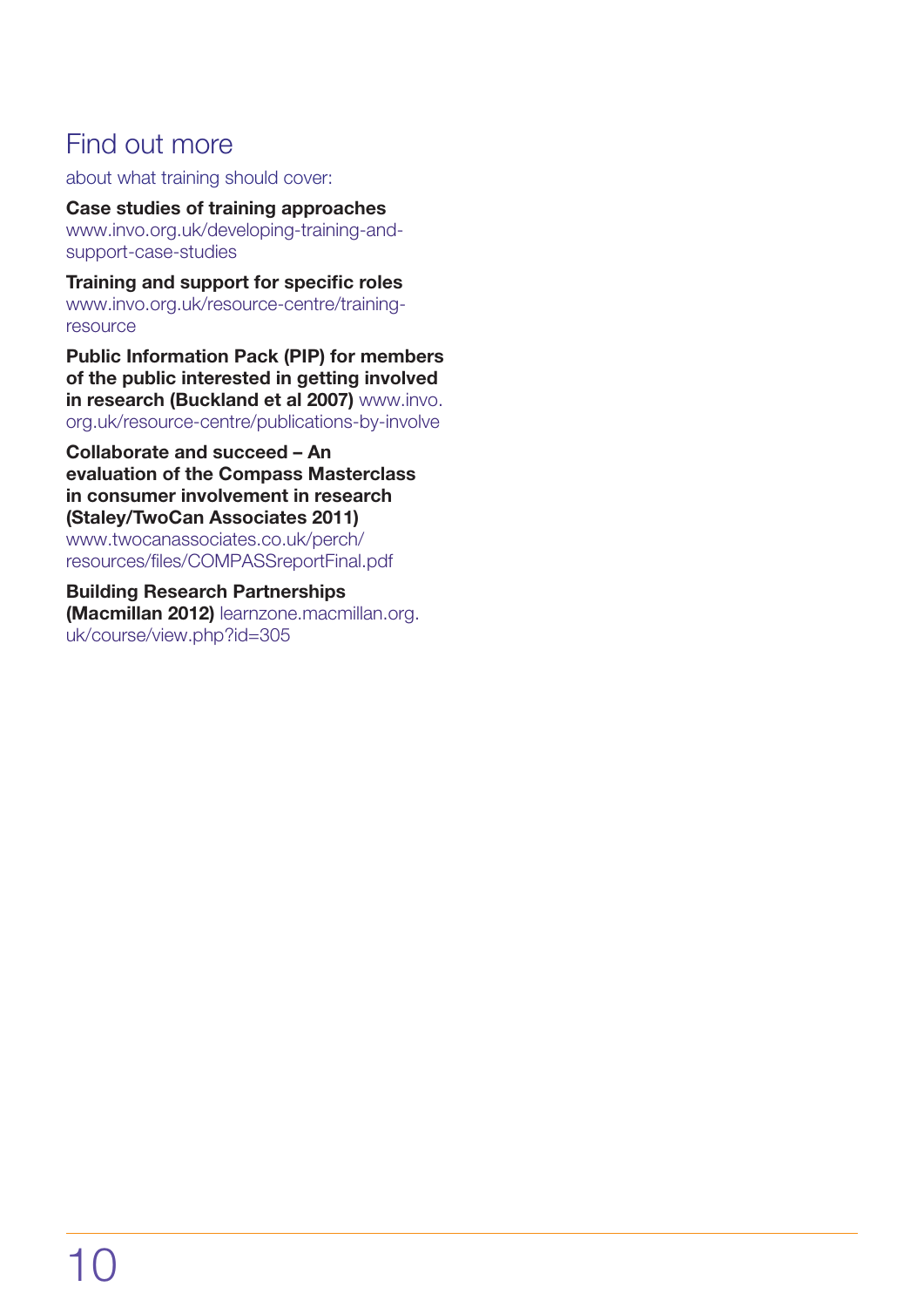## Find out more

about what training should cover:

**Case studies of training approaches**
www.invo.org.uk/developing-training-and-support-case-studies

**Training and support for specific roles**
www.invo.org.uk/resource-centre/training-resource

**Public Information Pack (PIP) for members of the public interested in getting involved in research (Buckland et al 2007)** www.invo.org.uk/resource-centre/publications-by-involve

**Collaborate and succeed – An evaluation of the Compass Masterclass in consumer involvement in research (Staley/TwoCan Associates 2011)**
www.twocanassociates.co.uk/perch/resources/files/COMPASSreportFinal.pdf

**Building Research Partnerships (Macmillan 2012)** learnzone.macmillan.org.uk/course/view.php?id=305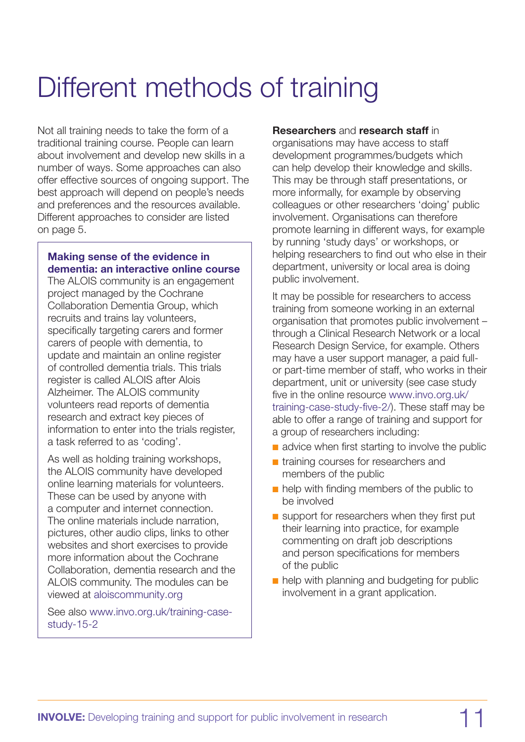# Different methods of training

Not all training needs to take the form of a traditional training course. People can learn about involvement and develop new skills in a number of ways. Some approaches can also offer effective sources of ongoing support. The best approach will depend on people's needs and preferences and the resources available. Different approaches to consider are listed on page 5.

### Making sense of the evidence in dementia: an interactive online course

The ALOIS community is an engagement project managed by the Cochrane Collaboration Dementia Group, which recruits and trains lay volunteers, specifically targeting carers and former carers of people with dementia, to update and maintain an online register of controlled dementia trials. This trials register is called ALOIS after Alois Alzheimer. The ALOIS community volunteers read reports of dementia research and extract key pieces of information to enter into the trials register, a task referred to as 'coding'.

As well as holding training workshops, the ALOIS community have developed online learning materials for volunteers. These can be used by anyone with a computer and internet connection. The online materials include narration, pictures, other audio clips, links to other websites and short exercises to provide more information about the Cochrane Collaboration, dementia research and the ALOIS community. The modules can be viewed at aloiscommunity.org

See also www.invo.org.uk/training-case-study-15-2

**Researchers** and **research staff** in organisations may have access to staff development programmes/budgets which can help develop their knowledge and skills. This may be through staff presentations, or more informally, for example by observing colleagues or other researchers 'doing' public involvement. Organisations can therefore promote learning in different ways, for example by running 'study days' or workshops, or helping researchers to find out who else in their department, university or local area is doing public involvement.

It may be possible for researchers to access training from someone working in an external organisation that promotes public involvement – through a Clinical Research Network or a local Research Design Service, for example. Others may have a user support manager, a paid full- or part-time member of staff, who works in their department, unit or university (see case study five in the online resource www.invo.org.uk/training-case-study-five-2/). These staff may be able to offer a range of training and support for a group of researchers including:

- advice when first starting to involve the public
- training courses for researchers and members of the public
- help with finding members of the public to be involved
- support for researchers when they first put their learning into practice, for example commenting on draft job descriptions and person specifications for members of the public
- help with planning and budgeting for public involvement in a grant application.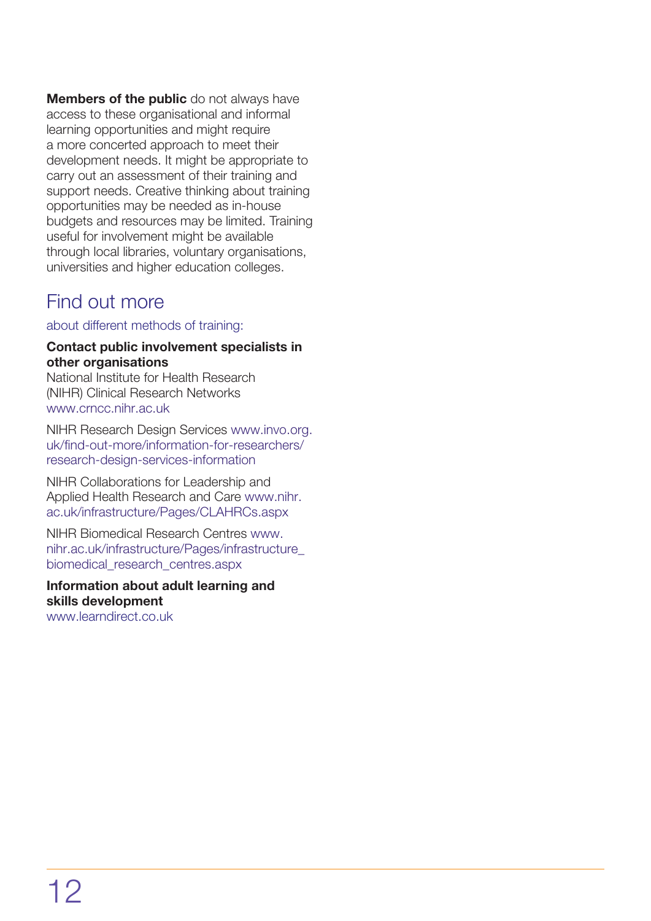**Members of the public** do not always have access to these organisational and informal learning opportunities and might require a more concerted approach to meet their development needs. It might be appropriate to carry out an assessment of their training and support needs. Creative thinking about training opportunities may be needed as in-house budgets and resources may be limited. Training useful for involvement might be available through local libraries, voluntary organisations, universities and higher education colleges.

## Find out more

about different methods of training:

**Contact public involvement specialists in other organisations**
National Institute for Health Research (NIHR) Clinical Research Networks www.crncc.nihr.ac.uk

NIHR Research Design Services www.invo.org.uk/find-out-more/information-for-researchers/research-design-services-information

NIHR Collaborations for Leadership and Applied Health Research and Care www.nihr.ac.uk/infrastructure/Pages/CLAHRCs.aspx

NIHR Biomedical Research Centres www.nihr.ac.uk/infrastructure/Pages/infrastructure_biomedical_research_centres.aspx

**Information about adult learning and skills development**
www.learndirect.co.uk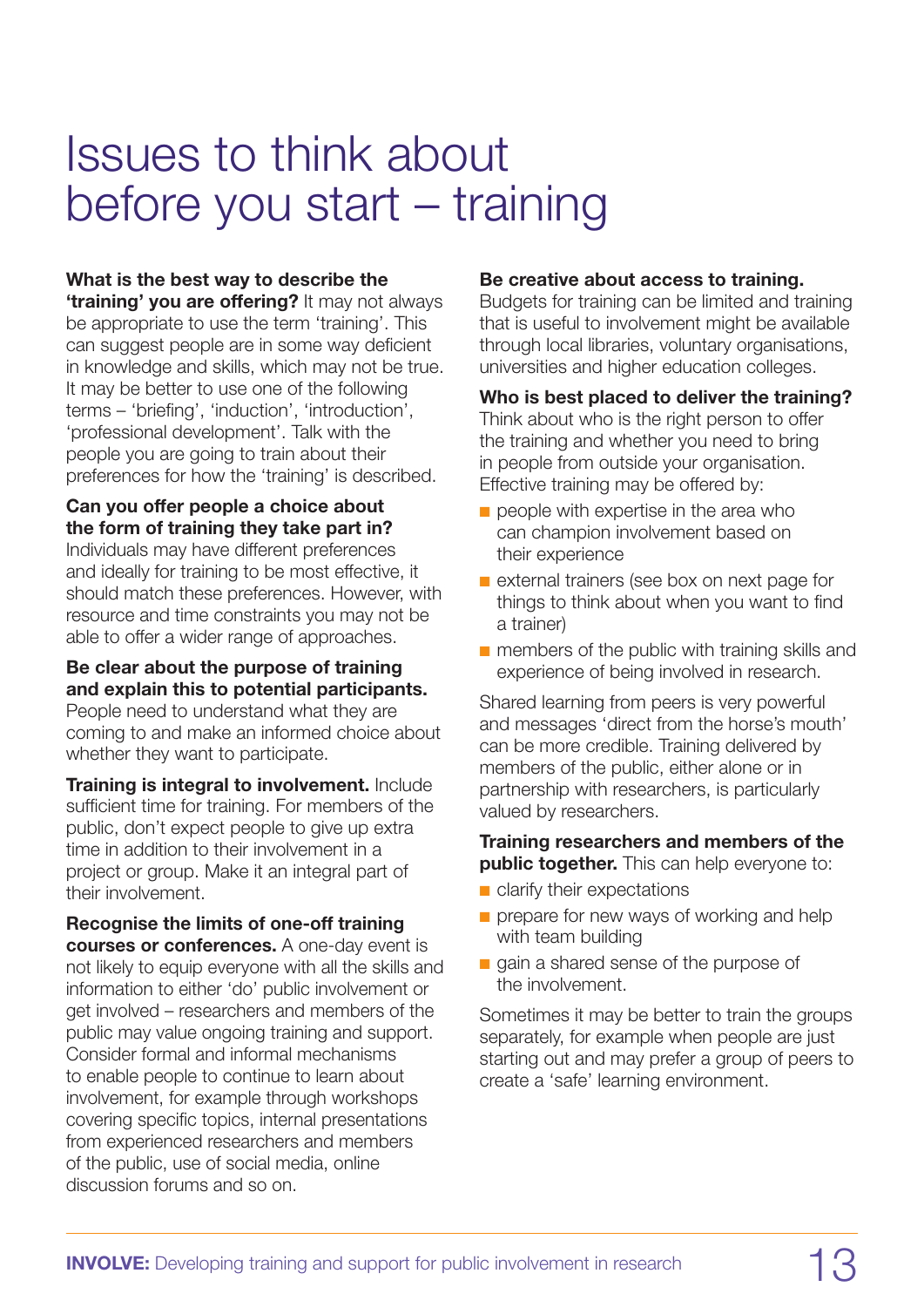# Issues to think about before you start – training

**What is the best way to describe the 'training' you are offering?** It may not always be appropriate to use the term 'training'. This can suggest people are in some way deficient in knowledge and skills, which may not be true. It may be better to use one of the following terms – 'briefing', 'induction', 'introduction', 'professional development'. Talk with the people you are going to train about their preferences for how the 'training' is described.

**Can you offer people a choice about the form of training they take part in?** Individuals may have different preferences and ideally for training to be most effective, it should match these preferences. However, with resource and time constraints you may not be able to offer a wider range of approaches.

**Be clear about the purpose of training and explain this to potential participants.** People need to understand what they are coming to and make an informed choice about whether they want to participate.

**Training is integral to involvement.** Include sufficient time for training. For members of the public, don't expect people to give up extra time in addition to their involvement in a project or group. Make it an integral part of their involvement.

**Recognise the limits of one-off training courses or conferences.** A one-day event is not likely to equip everyone with all the skills and information to either 'do' public involvement or get involved – researchers and members of the public may value ongoing training and support. Consider formal and informal mechanisms to enable people to continue to learn about involvement, for example through workshops covering specific topics, internal presentations from experienced researchers and members of the public, use of social media, online discussion forums and so on.

**Be creative about access to training.** Budgets for training can be limited and training that is useful to involvement might be available through local libraries, voluntary organisations, universities and higher education colleges.

**Who is best placed to deliver the training?** Think about who is the right person to offer the training and whether you need to bring in people from outside your organisation. Effective training may be offered by:

- people with expertise in the area who can champion involvement based on their experience
- external trainers (see box on next page for things to think about when you want to find a trainer)
- members of the public with training skills and experience of being involved in research.

Shared learning from peers is very powerful and messages 'direct from the horse's mouth' can be more credible. Training delivered by members of the public, either alone or in partnership with researchers, is particularly valued by researchers.

**Training researchers and members of the public together.** This can help everyone to:

- clarify their expectations
- prepare for new ways of working and help with team building
- gain a shared sense of the purpose of the involvement.

Sometimes it may be better to train the groups separately, for example when people are just starting out and may prefer a group of peers to create a 'safe' learning environment.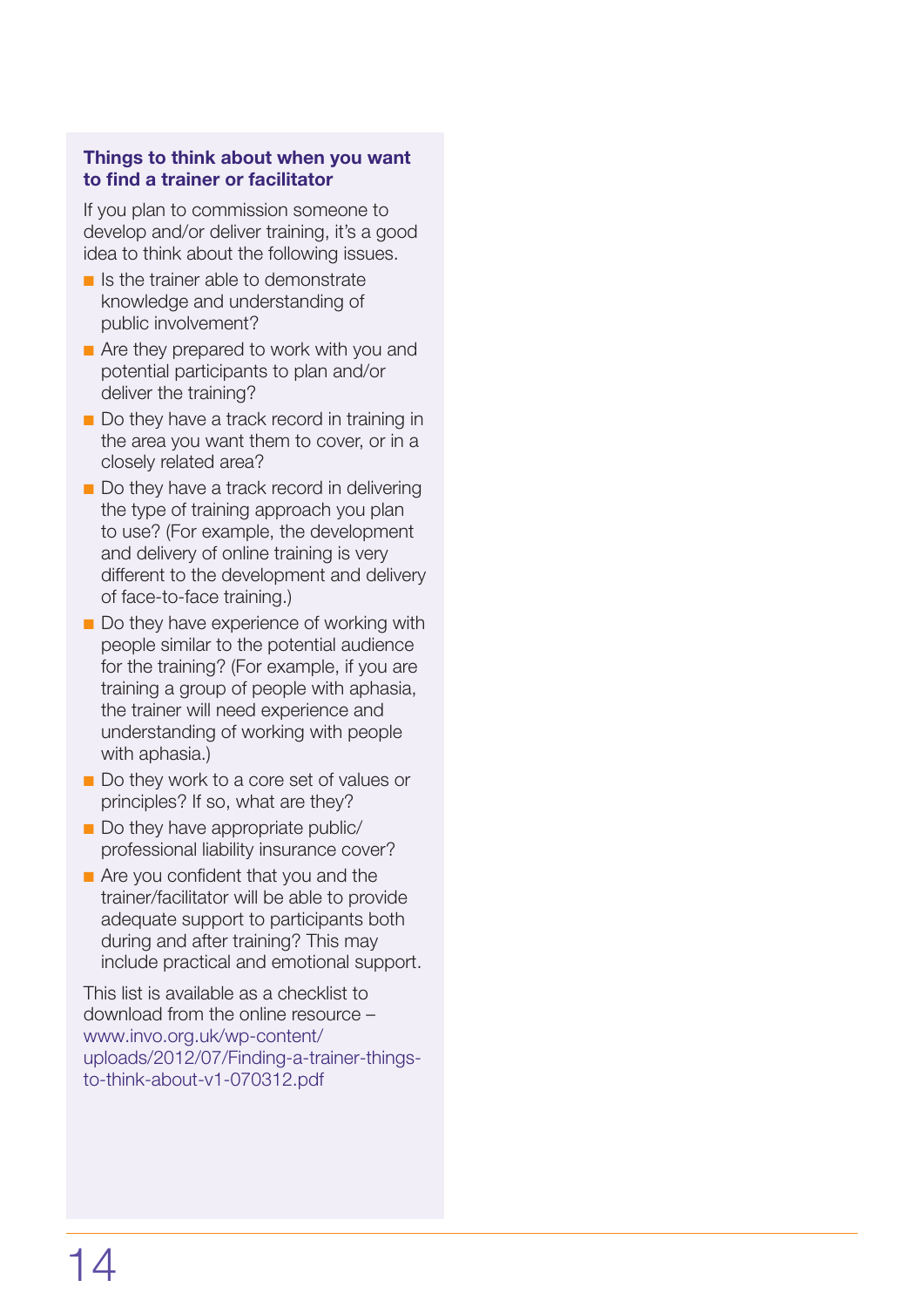### Things to think about when you want to find a trainer or facilitator

If you plan to commission someone to develop and/or deliver training, it's a good idea to think about the following issues.

- Is the trainer able to demonstrate knowledge and understanding of public involvement?
- Are they prepared to work with you and potential participants to plan and/or deliver the training?
- Do they have a track record in training in the area you want them to cover, or in a closely related area?
- Do they have a track record in delivering the type of training approach you plan to use? (For example, the development and delivery of online training is very different to the development and delivery of face-to-face training.)
- Do they have experience of working with people similar to the potential audience for the training? (For example, if you are training a group of people with aphasia, the trainer will need experience and understanding of working with people with aphasia.)
- Do they work to a core set of values or principles? If so, what are they?
- Do they have appropriate public/professional liability insurance cover?
- Are you confident that you and the trainer/facilitator will be able to provide adequate support to participants both during and after training? This may include practical and emotional support.

This list is available as a checklist to download from the online resource – www.invo.org.uk/wp-content/uploads/2012/07/Finding-a-trainer-things-to-think-about-v1-070312.pdf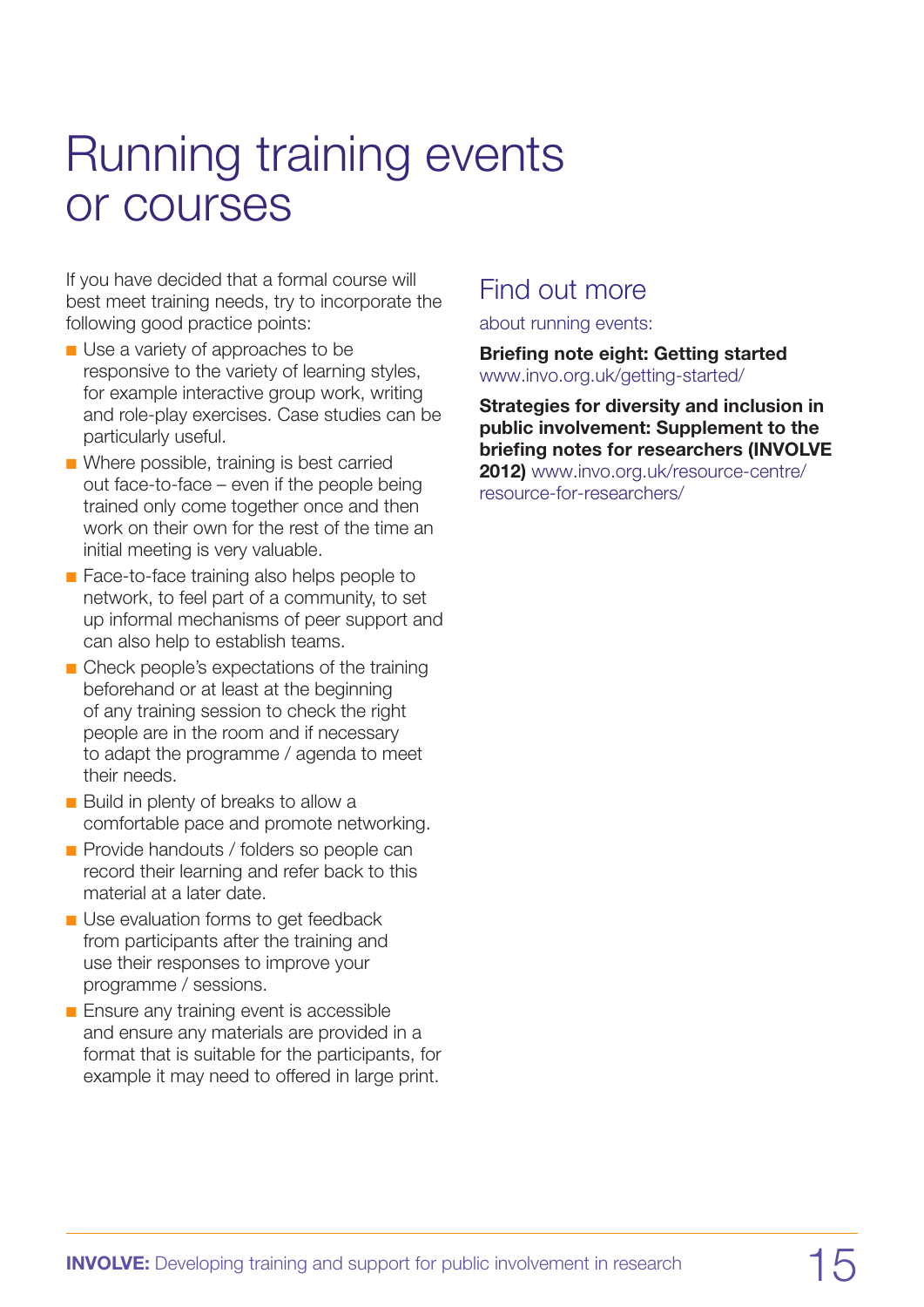# Running training events or courses

If you have decided that a formal course will best meet training needs, try to incorporate the following good practice points:

- Use a variety of approaches to be responsive to the variety of learning styles, for example interactive group work, writing and role-play exercises. Case studies can be particularly useful.
- Where possible, training is best carried out face-to-face – even if the people being trained only come together once and then work on their own for the rest of the time an initial meeting is very valuable.
- Face-to-face training also helps people to network, to feel part of a community, to set up informal mechanisms of peer support and can also help to establish teams.
- Check people's expectations of the training beforehand or at least at the beginning of any training session to check the right people are in the room and if necessary to adapt the programme / agenda to meet their needs.
- Build in plenty of breaks to allow a comfortable pace and promote networking.
- Provide handouts / folders so people can record their learning and refer back to this material at a later date.
- Use evaluation forms to get feedback from participants after the training and use their responses to improve your programme / sessions.
- Ensure any training event is accessible and ensure any materials are provided in a format that is suitable for the participants, for example it may need to offered in large print.

## Find out more

about running events:

**Briefing note eight: Getting started** www.invo.org.uk/getting-started/

**Strategies for diversity and inclusion in public involvement: Supplement to the briefing notes for researchers (INVOLVE 2012)** www.invo.org.uk/resource-centre/resource-for-researchers/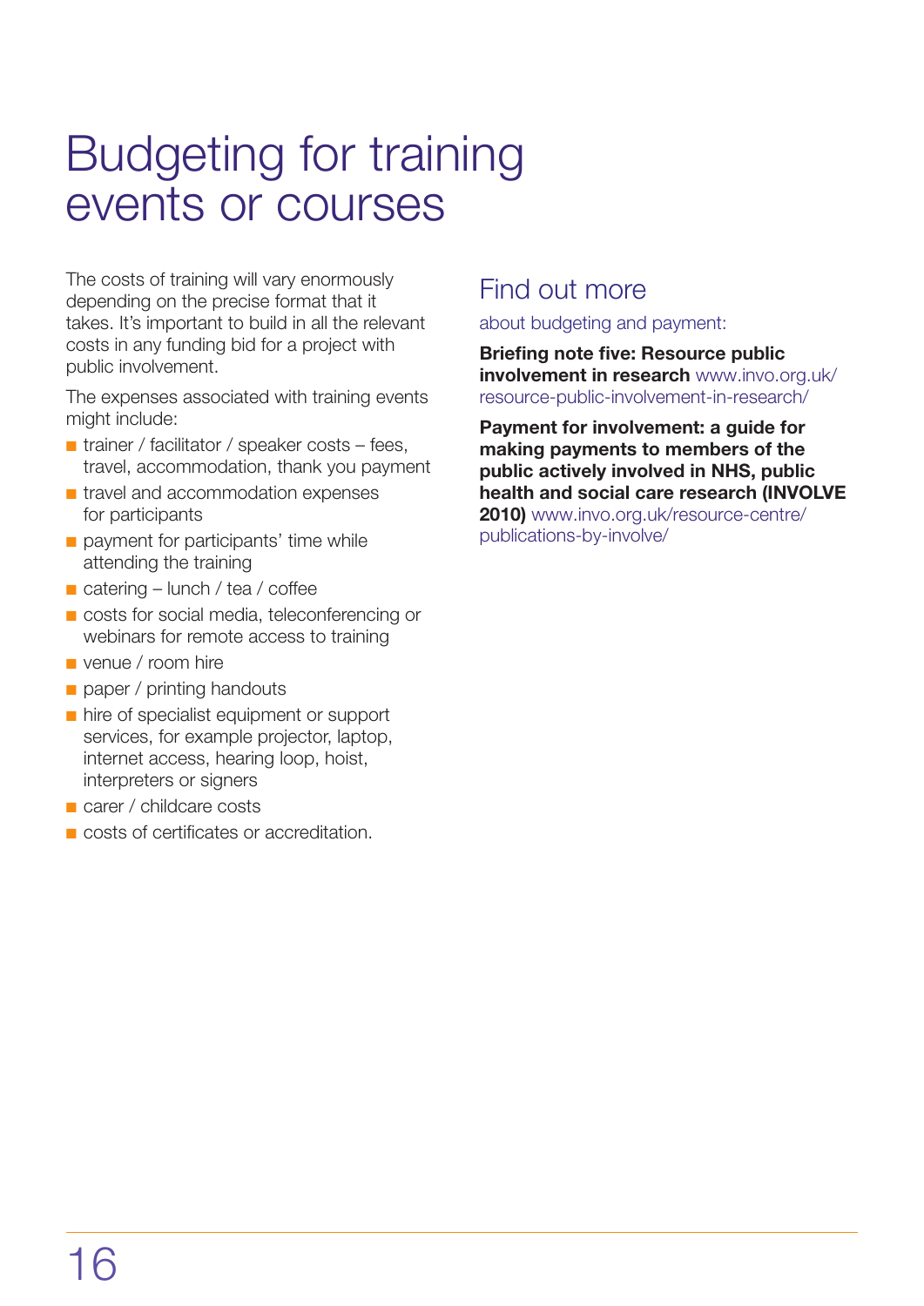# Budgeting for training events or courses

The costs of training will vary enormously depending on the precise format that it takes. It's important to build in all the relevant costs in any funding bid for a project with public involvement.

The expenses associated with training events might include:

- trainer / facilitator / speaker costs – fees, travel, accommodation, thank you payment
- travel and accommodation expenses for participants
- payment for participants' time while attending the training
- catering – lunch / tea / coffee
- costs for social media, teleconferencing or webinars for remote access to training
- venue / room hire
- paper / printing handouts
- hire of specialist equipment or support services, for example projector, laptop, internet access, hearing loop, hoist, interpreters or signers
- carer / childcare costs
- costs of certificates or accreditation.

## Find out more

about budgeting and payment:

**Briefing note five: Resource public involvement in research** www.invo.org.uk/resource-public-involvement-in-research/

**Payment for involvement: a guide for making payments to members of the public actively involved in NHS, public health and social care research (INVOLVE 2010)** www.invo.org.uk/resource-centre/publications-by-involve/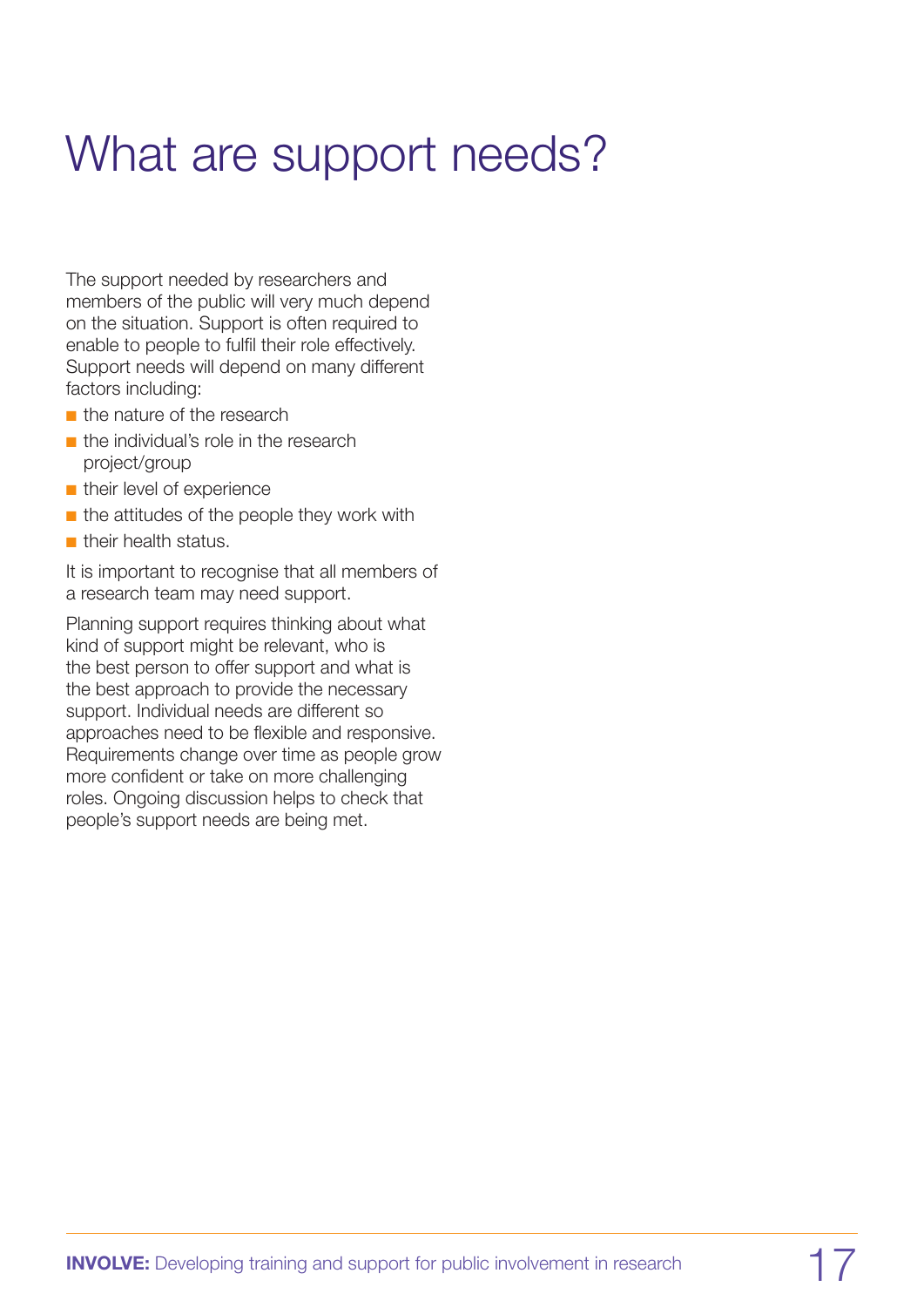# What are support needs?

The support needed by researchers and members of the public will very much depend on the situation. Support is often required to enable to people to fulfil their role effectively. Support needs will depend on many different factors including:

- the nature of the research
- the individual's role in the research project/group
- their level of experience
- the attitudes of the people they work with
- their health status.

It is important to recognise that all members of a research team may need support.

Planning support requires thinking about what kind of support might be relevant, who is the best person to offer support and what is the best approach to provide the necessary support. Individual needs are different so approaches need to be flexible and responsive. Requirements change over time as people grow more confident or take on more challenging roles. Ongoing discussion helps to check that people's support needs are being met.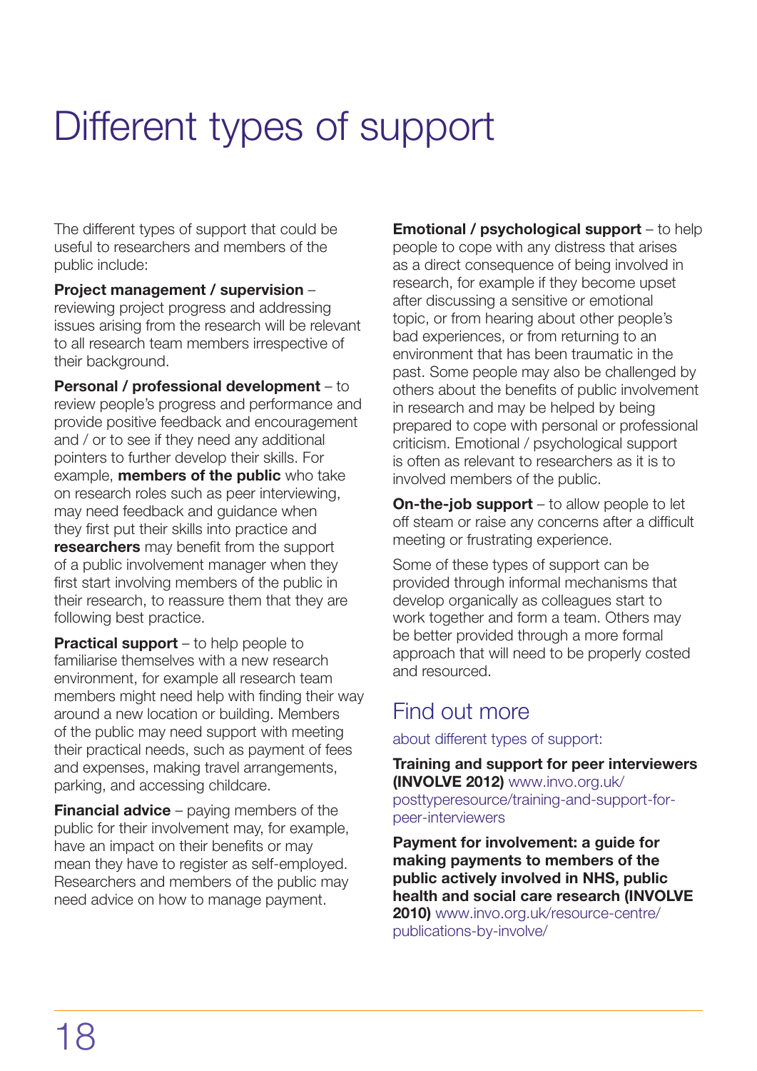# Different types of support

The different types of support that could be useful to researchers and members of the public include:

**Project management / supervision** – reviewing project progress and addressing issues arising from the research will be relevant to all research team members irrespective of their background.

**Personal / professional development** – to review people's progress and performance and provide positive feedback and encouragement and / or to see if they need any additional pointers to further develop their skills. For example, **members of the public** who take on research roles such as peer interviewing, may need feedback and guidance when they first put their skills into practice and **researchers** may benefit from the support of a public involvement manager when they first start involving members of the public in their research, to reassure them that they are following best practice.

**Practical support** – to help people to familiarise themselves with a new research environment, for example all research team members might need help with finding their way around a new location or building. Members of the public may need support with meeting their practical needs, such as payment of fees and expenses, making travel arrangements, parking, and accessing childcare.

**Financial advice** – paying members of the public for their involvement may, for example, have an impact on their benefits or may mean they have to register as self-employed. Researchers and members of the public may need advice on how to manage payment.

**Emotional / psychological support** – to help people to cope with any distress that arises as a direct consequence of being involved in research, for example if they become upset after discussing a sensitive or emotional topic, or from hearing about other people's bad experiences, or from returning to an environment that has been traumatic in the past. Some people may also be challenged by others about the benefits of public involvement in research and may be helped by being prepared to cope with personal or professional criticism. Emotional / psychological support is often as relevant to researchers as it is to involved members of the public.

**On-the-job support** – to allow people to let off steam or raise any concerns after a difficult meeting or frustrating experience.

Some of these types of support can be provided through informal mechanisms that develop organically as colleagues start to work together and form a team. Others may be better provided through a more formal approach that will need to be properly costed and resourced.

## Find out more

about different types of support:

**Training and support for peer interviewers (INVOLVE 2012)** www.invo.org.uk/posttyperesource/training-and-support-for-peer-interviewers

**Payment for involvement: a guide for making payments to members of the public actively involved in NHS, public health and social care research (INVOLVE 2010)** www.invo.org.uk/resource-centre/publications-by-involve/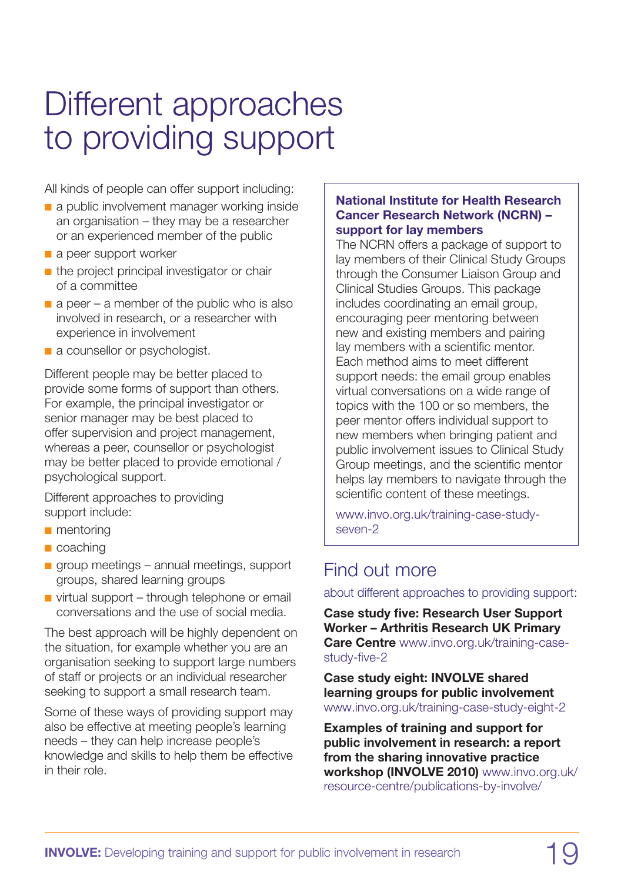# Different approaches to providing support

All kinds of people can offer support including:

- a public involvement manager working inside an organisation – they may be a researcher or an experienced member of the public
- a peer support worker
- the project principal investigator or chair of a committee
- a peer – a member of the public who is also involved in research, or a researcher with experience in involvement
- a counsellor or psychologist.

Different people may be better placed to provide some forms of support than others. For example, the principal investigator or senior manager may be best placed to offer supervision and project management, whereas a peer, counsellor or psychologist may be better placed to provide emotional / psychological support.

Different approaches to providing support include:

- mentoring
- coaching
- group meetings – annual meetings, support groups, shared learning groups
- virtual support – through telephone or email conversations and the use of social media.

The best approach will be highly dependent on the situation, for example whether you are an organisation seeking to support large numbers of staff or projects or an individual researcher seeking to support a small research team.

Some of these ways of providing support may also be effective at meeting people's learning needs – they can help increase people's knowledge and skills to help them be effective in their role.

**National Institute for Health Research Cancer Research Network (NCRN) – support for lay members**

The NCRN offers a package of support to lay members of their Clinical Study Groups through the Consumer Liaison Group and Clinical Studies Groups. This package includes coordinating an email group, encouraging peer mentoring between new and existing members and pairing lay members with a scientific mentor. Each method aims to meet different support needs: the email group enables virtual conversations on a wide range of topics with the 100 or so members, the peer mentor offers individual support to new members when bringing patient and public involvement issues to Clinical Study Group meetings, and the scientific mentor helps lay members to navigate through the scientific content of these meetings.

www.invo.org.uk/training-case-study-seven-2

## Find out more

about different approaches to providing support:

**Case study five: Research User Support Worker – Arthritis Research UK Primary Care Centre** www.invo.org.uk/training-case-study-five-2

**Case study eight: INVOLVE shared learning groups for public involvement** www.invo.org.uk/training-case-study-eight-2

**Examples of training and support for public involvement in research: a report from the sharing innovative practice workshop (INVOLVE 2010)** www.invo.org.uk/resource-centre/publications-by-involve/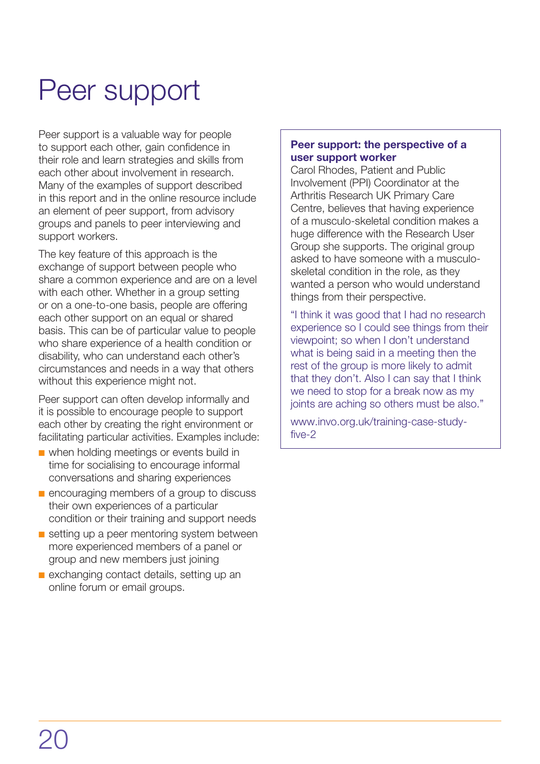# Peer support

Peer support is a valuable way for people to support each other, gain confidence in their role and learn strategies and skills from each other about involvement in research. Many of the examples of support described in this report and in the online resource include an element of peer support, from advisory groups and panels to peer interviewing and support workers.

The key feature of this approach is the exchange of support between people who share a common experience and are on a level with each other. Whether in a group setting or on a one-to-one basis, people are offering each other support on an equal or shared basis. This can be of particular value to people who share experience of a health condition or disability, who can understand each other's circumstances and needs in a way that others without this experience might not.

Peer support can often develop informally and it is possible to encourage people to support each other by creating the right environment or facilitating particular activities. Examples include:

- when holding meetings or events build in time for socialising to encourage informal conversations and sharing experiences
- encouraging members of a group to discuss their own experiences of a particular condition or their training and support needs
- setting up a peer mentoring system between more experienced members of a panel or group and new members just joining
- exchanging contact details, setting up an online forum or email groups.

**Peer support: the perspective of a user support worker**

Carol Rhodes, Patient and Public Involvement (PPI) Coordinator at the Arthritis Research UK Primary Care Centre, believes that having experience of a musculo-skeletal condition makes a huge difference with the Research User Group she supports. The original group asked to have someone with a musculo-skeletal condition in the role, as they wanted a person who would understand things from their perspective.

"I think it was good that I had no research experience so I could see things from their viewpoint; so when I don't understand what is being said in a meeting then the rest of the group is more likely to admit that they don't. Also I can say that I think we need to stop for a break now as my joints are aching so others must be also."

www.invo.org.uk/training-case-study-five-2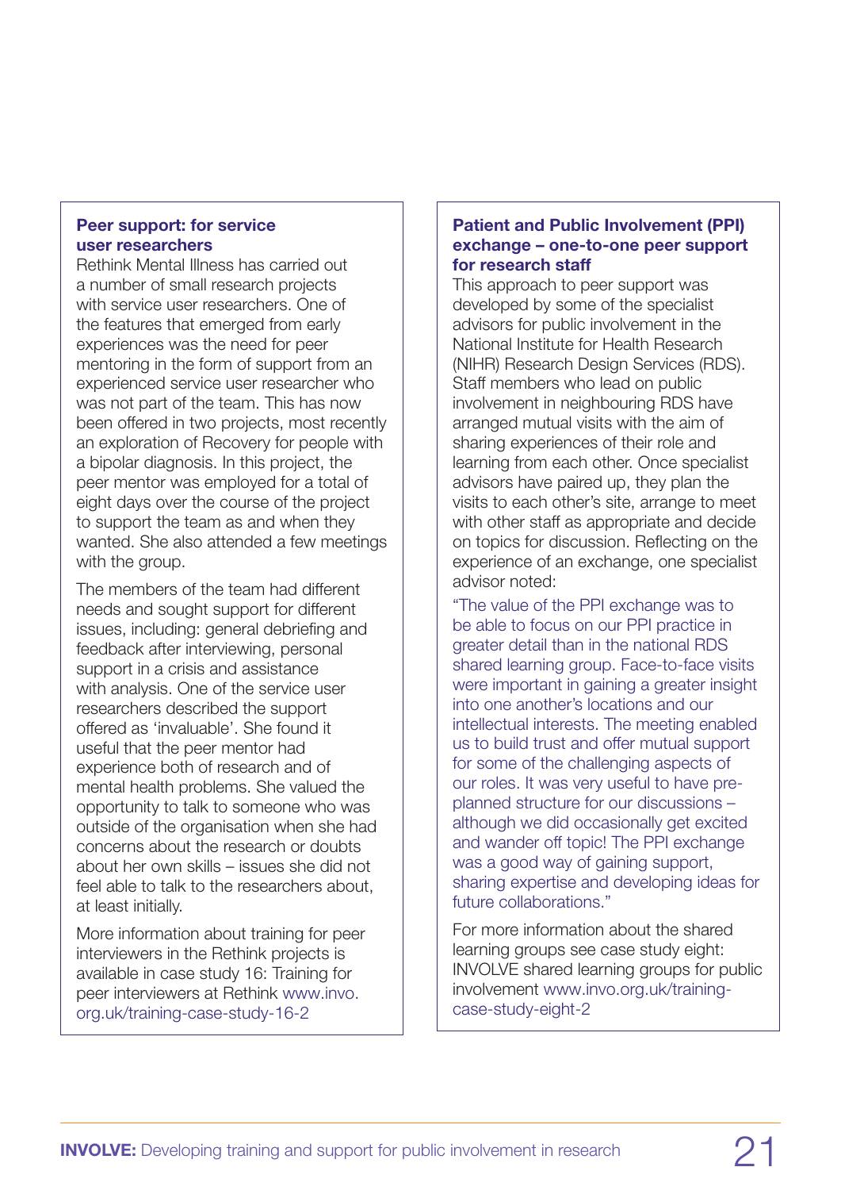### Peer support: for service user researchers

Rethink Mental Illness has carried out a number of small research projects with service user researchers. One of the features that emerged from early experiences was the need for peer mentoring in the form of support from an experienced service user researcher who was not part of the team. This has now been offered in two projects, most recently an exploration of Recovery for people with a bipolar diagnosis. In this project, the peer mentor was employed for a total of eight days over the course of the project to support the team as and when they wanted. She also attended a few meetings with the group.

The members of the team had different needs and sought support for different issues, including: general debriefing and feedback after interviewing, personal support in a crisis and assistance with analysis. One of the service user researchers described the support offered as 'invaluable'. She found it useful that the peer mentor had experience both of research and of mental health problems. She valued the opportunity to talk to someone who was outside of the organisation when she had concerns about the research or doubts about her own skills – issues she did not feel able to talk to the researchers about, at least initially.

More information about training for peer interviewers in the Rethink projects is available in case study 16: Training for peer interviewers at Rethink www.invo.org.uk/training-case-study-16-2

### Patient and Public Involvement (PPI) exchange – one-to-one peer support for research staff

This approach to peer support was developed by some of the specialist advisors for public involvement in the National Institute for Health Research (NIHR) Research Design Services (RDS). Staff members who lead on public involvement in neighbouring RDS have arranged mutual visits with the aim of sharing experiences of their role and learning from each other. Once specialist advisors have paired up, they plan the visits to each other's site, arrange to meet with other staff as appropriate and decide on topics for discussion. Reflecting on the experience of an exchange, one specialist advisor noted:

"The value of the PPI exchange was to be able to focus on our PPI practice in greater detail than in the national RDS shared learning group. Face-to-face visits were important in gaining a greater insight into one another's locations and our intellectual interests. The meeting enabled us to build trust and offer mutual support for some of the challenging aspects of our roles. It was very useful to have pre-planned structure for our discussions – although we did occasionally get excited and wander off topic! The PPI exchange was a good way of gaining support, sharing expertise and developing ideas for future collaborations."

For more information about the shared learning groups see case study eight: INVOLVE shared learning groups for public involvement www.invo.org.uk/training-case-study-eight-2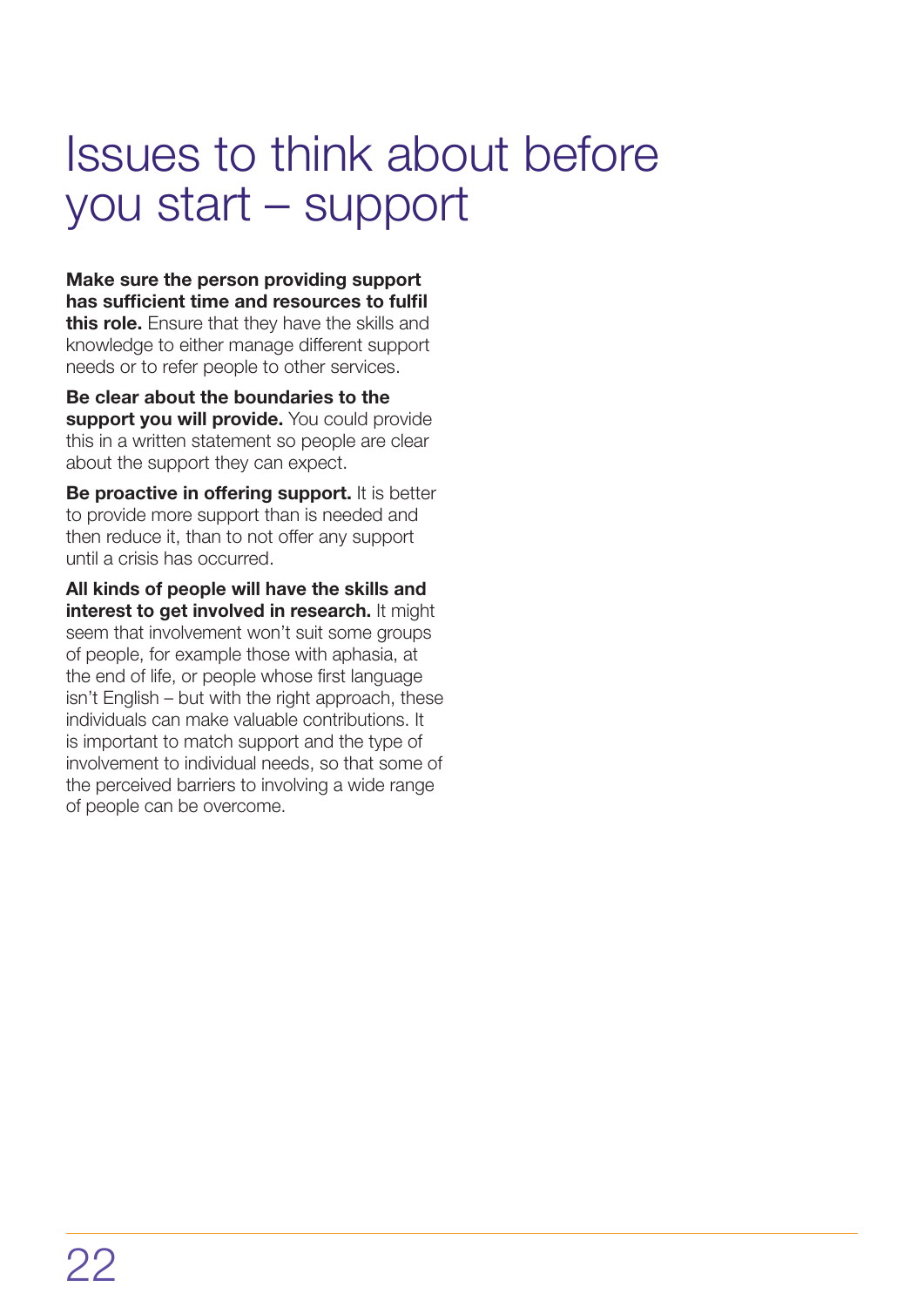# Issues to think about before you start – support

**Make sure the person providing support has sufficient time and resources to fulfil this role.** Ensure that they have the skills and knowledge to either manage different support needs or to refer people to other services.

**Be clear about the boundaries to the support you will provide.** You could provide this in a written statement so people are clear about the support they can expect.

**Be proactive in offering support.** It is better to provide more support than is needed and then reduce it, than to not offer any support until a crisis has occurred.

**All kinds of people will have the skills and interest to get involved in research.** It might seem that involvement won't suit some groups of people, for example those with aphasia, at the end of life, or people whose first language isn't English – but with the right approach, these individuals can make valuable contributions. It is important to match support and the type of involvement to individual needs, so that some of the perceived barriers to involving a wide range of people can be overcome.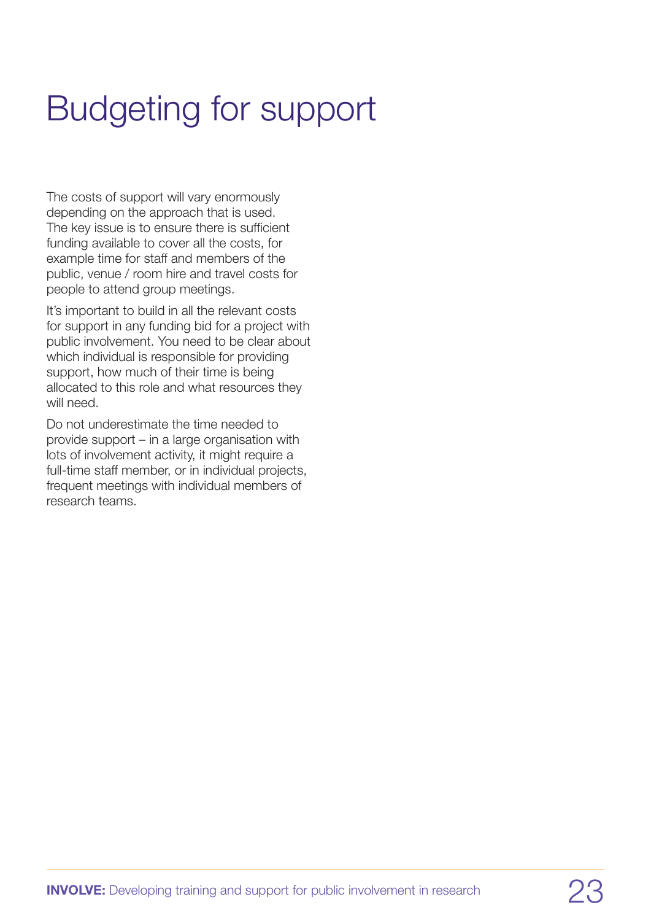# Budgeting for support

The costs of support will vary enormously depending on the approach that is used. The key issue is to ensure there is sufficient funding available to cover all the costs, for example time for staff and members of the public, venue / room hire and travel costs for people to attend group meetings.

It's important to build in all the relevant costs for support in any funding bid for a project with public involvement. You need to be clear about which individual is responsible for providing support, how much of their time is being allocated to this role and what resources they will need.

Do not underestimate the time needed to provide support – in a large organisation with lots of involvement activity, it might require a full-time staff member, or in individual projects, frequent meetings with individual members of research teams.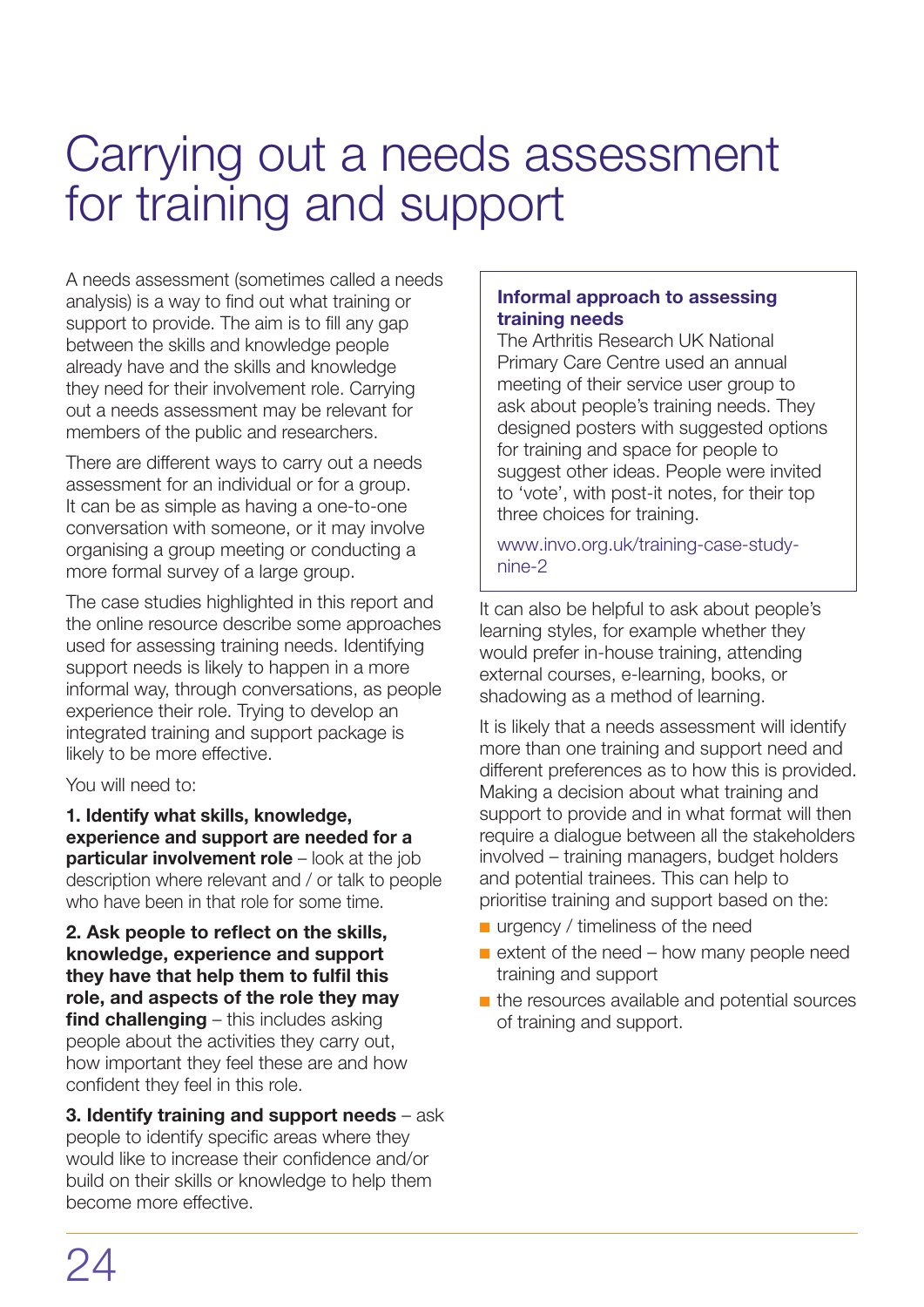# Carrying out a needs assessment for training and support

A needs assessment (sometimes called a needs analysis) is a way to find out what training or support to provide. The aim is to fill any gap between the skills and knowledge people already have and the skills and knowledge they need for their involvement role. Carrying out a needs assessment may be relevant for members of the public and researchers.

There are different ways to carry out a needs assessment for an individual or for a group. It can be as simple as having a one-to-one conversation with someone, or it may involve organising a group meeting or conducting a more formal survey of a large group.

The case studies highlighted in this report and the online resource describe some approaches used for assessing training needs. Identifying support needs is likely to happen in a more informal way, through conversations, as people experience their role. Trying to develop an integrated training and support package is likely to be more effective.

You will need to:

**1. Identify what skills, knowledge, experience and support are needed for a particular involvement role** – look at the job description where relevant and / or talk to people who have been in that role for some time.

**2. Ask people to reflect on the skills, knowledge, experience and support they have that help them to fulfil this role, and aspects of the role they may find challenging** – this includes asking people about the activities they carry out, how important they feel these are and how confident they feel in this role.

**3. Identify training and support needs** – ask people to identify specific areas where they would like to increase their confidence and/or build on their skills or knowledge to help them become more effective.

> **Informal approach to assessing training needs**
> The Arthritis Research UK National Primary Care Centre used an annual meeting of their service user group to ask about people's training needs. They designed posters with suggested options for training and space for people to suggest other ideas. People were invited to 'vote', with post-it notes, for their top three choices for training.
>
> www.invo.org.uk/training-case-study-nine-2

It can also be helpful to ask about people's learning styles, for example whether they would prefer in-house training, attending external courses, e-learning, books, or shadowing as a method of learning.

It is likely that a needs assessment will identify more than one training and support need and different preferences as to how this is provided. Making a decision about what training and support to provide and in what format will then require a dialogue between all the stakeholders involved – training managers, budget holders and potential trainees. This can help to prioritise training and support based on the:

- urgency / timeliness of the need
- extent of the need – how many people need training and support
- the resources available and potential sources of training and support.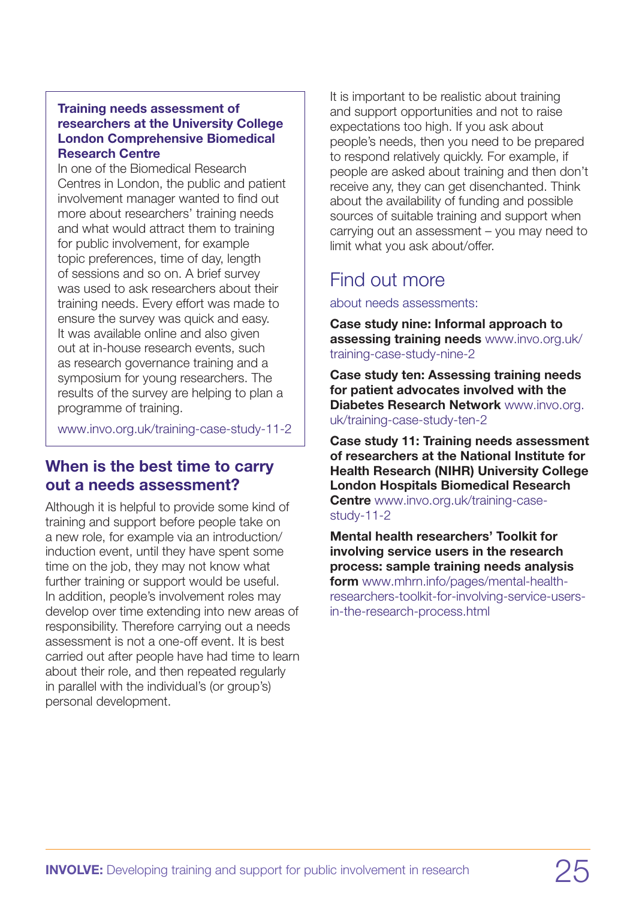**Training needs assessment of researchers at the University College London Comprehensive Biomedical Research Centre**

In one of the Biomedical Research Centres in London, the public and patient involvement manager wanted to find out more about researchers' training needs and what would attract them to training for public involvement, for example topic preferences, time of day, length of sessions and so on. A brief survey was used to ask researchers about their training needs. Every effort was made to ensure the survey was quick and easy. It was available online and also given out at in-house research events, such as research governance training and a symposium for young researchers. The results of the survey are helping to plan a programme of training.

www.invo.org.uk/training-case-study-11-2

## When is the best time to carry out a needs assessment?

Although it is helpful to provide some kind of training and support before people take on a new role, for example via an introduction/induction event, until they have spent some time on the job, they may not know what further training or support would be useful. In addition, people's involvement roles may develop over time extending into new areas of responsibility. Therefore carrying out a needs assessment is not a one-off event. It is best carried out after people have had time to learn about their role, and then repeated regularly in parallel with the individual's (or group's) personal development.

It is important to be realistic about training and support opportunities and not to raise expectations too high. If you ask about people's needs, then you need to be prepared to respond relatively quickly. For example, if people are asked about training and then don't receive any, they can get disenchanted. Think about the availability of funding and possible sources of suitable training and support when carrying out an assessment – you may need to limit what you ask about/offer.

## Find out more

about needs assessments:

**Case study nine: Informal approach to assessing training needs** www.invo.org.uk/training-case-study-nine-2

**Case study ten: Assessing training needs for patient advocates involved with the Diabetes Research Network** www.invo.org.uk/training-case-study-ten-2

**Case study 11: Training needs assessment of researchers at the National Institute for Health Research (NIHR) University College London Hospitals Biomedical Research Centre** www.invo.org.uk/training-case-study-11-2

**Mental health researchers' Toolkit for involving service users in the research process: sample training needs analysis form** www.mhrn.info/pages/mental-health-researchers-toolkit-for-involving-service-users-in-the-research-process.html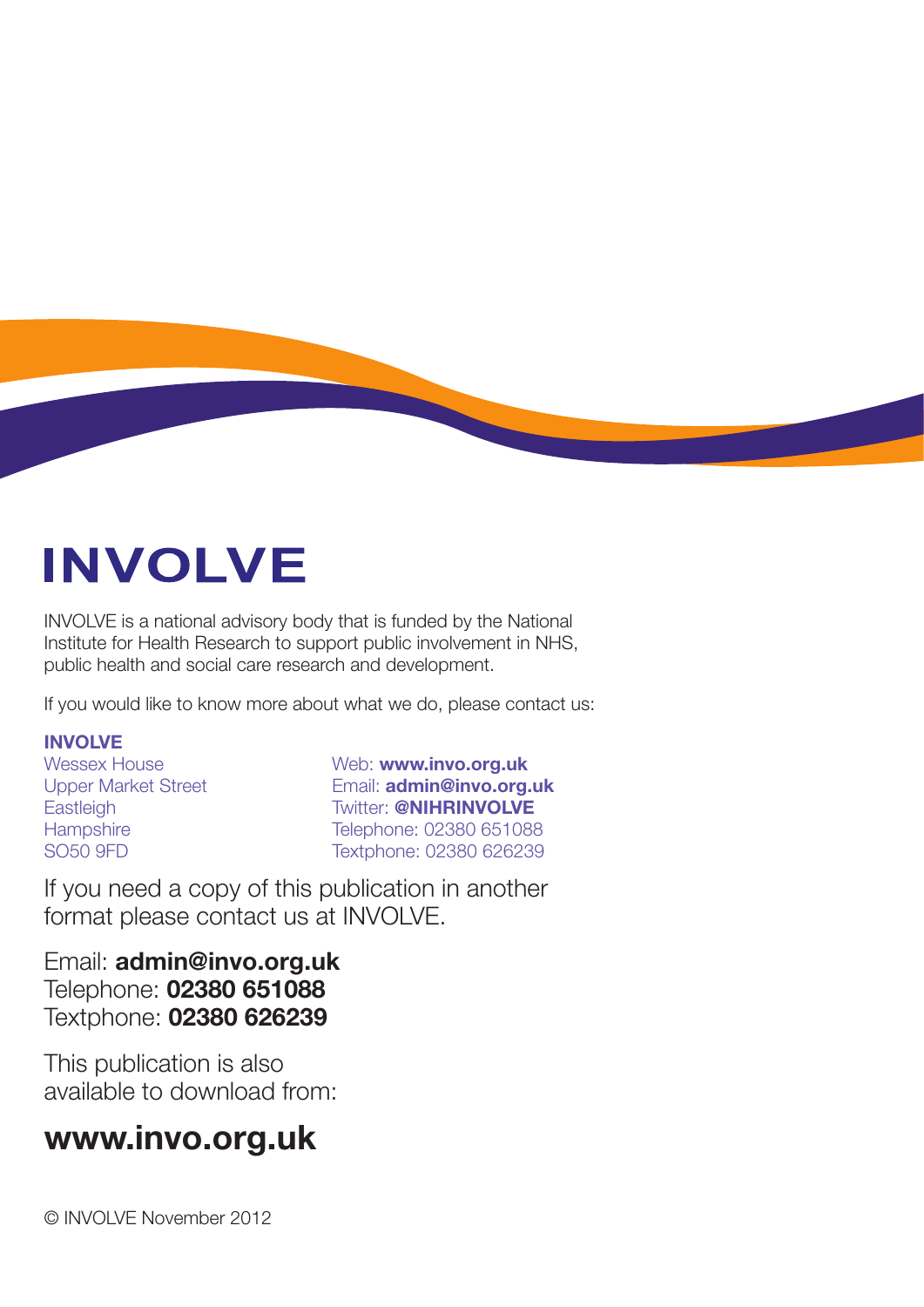# INVOLVE

INVOLVE is a national advisory body that is funded by the National Institute for Health Research to support public involvement in NHS, public health and social care research and development.

If you would like to know more about what we do, please contact us:

**INVOLVE**
Wessex House
Upper Market Street
Eastleigh
Hampshire
SO50 9FD

Web: **www.invo.org.uk**
Email: **admin@invo.org.uk**
Twitter: **@NIHRINVOLVE**
Telephone: 02380 651088
Textphone: 02380 626239

If you need a copy of this publication in another format please contact us at INVOLVE.

Email: **admin@invo.org.uk**
Telephone: **02380 651088**
Textphone: **02380 626239**

This publication is also available to download from:

## www.invo.org.uk

© INVOLVE November 2012